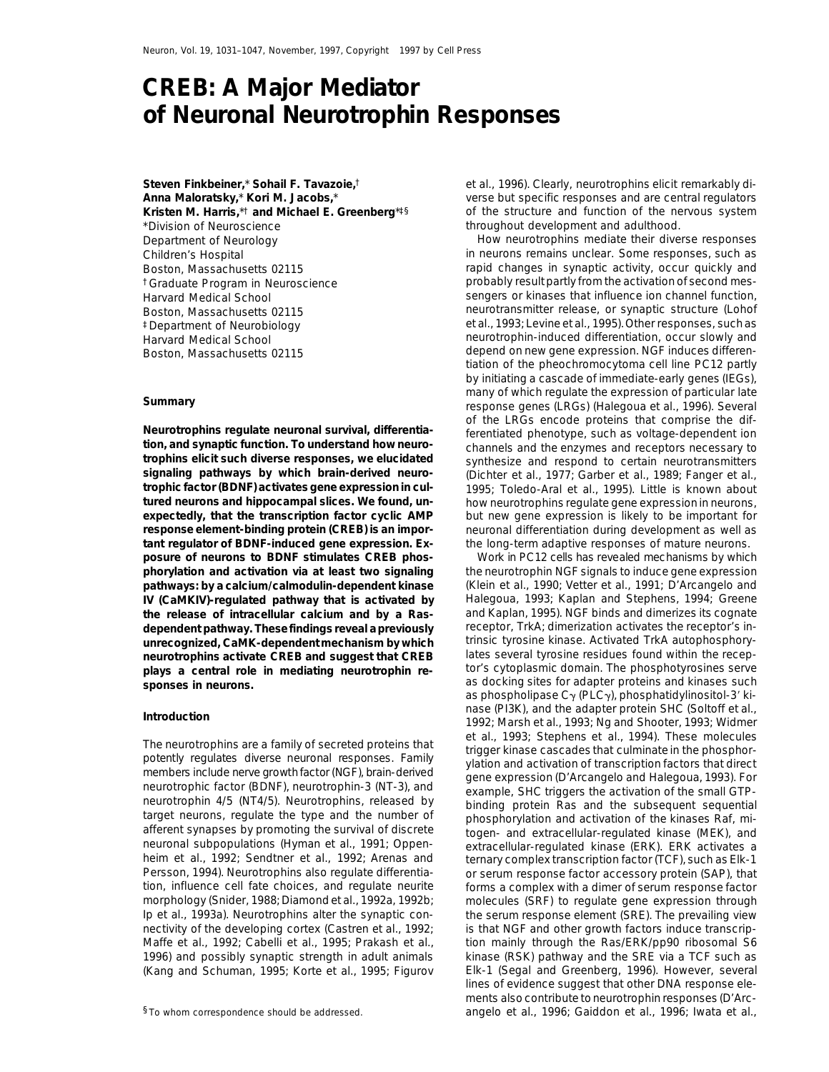# CREB: A Major Mediator of Neuronal Neurotrophin Responses

**Steven Finkbeiner,* Sohail F. Tavazoie,† Anna Maloratsky,* Kori M. Jacobs,* Kristen M. Harris,*† and Michael E. Greenberg*‡§**

*Division of Neuroscience
Department of Neurology
Children's Hospital
Boston, Massachusetts 02115
† Graduate Program in Neuroscience
Harvard Medical School
Boston, Massachusetts 02115
‡ Department of Neurobiology
Harvard Medical School
Boston, Massachusetts 02115

## Summary

**Neurotrophins regulate neuronal survival, differentiation, and synaptic function. To understand how neurotrophins elicit such diverse responses, we elucidated signaling pathways by which brain-derived neurotrophic factor (BDNF) activates gene expression in cultured neurons and hippocampal slices. We found, unexpectedly, that the transcription factor cyclic AMP response element-binding protein (CREB) is an important regulator of BDNF-induced gene expression. Exposure of neurons to BDNF stimulates CREB phosphorylation and activation via at least two signaling pathways: by a calcium/calmodulin-dependent kinase IV (CaMKIV)-regulated pathway that is activated by the release of intracellular calcium and by a Ras-dependent pathway. These findings reveal a previously unrecognized, CaMK-dependent mechanism by which neurotrophins activate CREB and suggest that CREB plays a central role in mediating neurotrophin responses in neurons.**

## Introduction

The neurotrophins are a family of secreted proteins that potently regulates diverse neuronal responses. Family members include nerve growth factor (NGF), brain-derived neurotrophic factor (BDNF), neurotrophin-3 (NT-3), and neurotrophin 4/5 (NT4/5). Neurotrophins, released by target neurons, regulate the type and the number of afferent synapses by promoting the survival of discrete neuronal subpopulations (Hyman et al., 1991; Oppenheim et al., 1992; Sendtner et al., 1992; Arenas and Persson, 1994). Neurotrophins also regulate differentiation, influence cell fate choices, and regulate neurite morphology (Snider, 1988; Diamond et al., 1992a, 1992b; Ip et al., 1993a). Neurotrophins alter the synaptic connectivity of the developing cortex (Castren et al., 1992; Maffe et al., 1992; Cabelli et al., 1995; Prakash et al., 1996) and possibly synaptic strength in adult animals (Kang and Schuman, 1995; Korte et al., 1995; Figurov et al., 1996). Clearly, neurotrophins elicit remarkably diverse but specific responses and are central regulators of the structure and function of the nervous system throughout development and adulthood.

How neurotrophins mediate their diverse responses in neurons remains unclear. Some responses, such as rapid changes in synaptic activity, occur quickly and probably result partly from the activation of second messengers or kinases that influence ion channel function, neurotransmitter release, or synaptic structure (Lohof et al., 1993; Levine et al., 1995). Other responses, such as neurotrophin-induced differentiation, occur slowly and depend on new gene expression. NGF induces differentiation of the pheochromocytoma cell line PC12 partly by initiating a cascade of immediate-early genes (IEGs), many of which regulate the expression of particular late response genes (LRGs) (Halegoua et al., 1996). Several of the LRGs encode proteins that comprise the differentiated phenotype, such as voltage-dependent ion channels and the enzymes and receptors necessary to synthesize and respond to certain neurotransmitters (Dichter et al., 1977; Garber et al., 1989; Fanger et al., 1995; Toledo-Aral et al., 1995). Little is known about how neurotrophins regulate gene expression in neurons, but new gene expression is likely to be important for neuronal differentiation during development as well as the long-term adaptive responses of mature neurons.

Work in PC12 cells has revealed mechanisms by which the neurotrophin NGF signals to induce gene expression (Klein et al., 1990; Vetter et al., 1991; D'Arcangelo and Halegoua, 1993; Kaplan and Stephens, 1994; Greene and Kaplan, 1995). NGF binds and dimerizes its cognate receptor, TrkA; dimerization activates the receptor's intrinsic tyrosine kinase. Activated TrkA autophosphorylates several tyrosine residues found within the receptor's cytoplasmic domain. The phosphotyrosines serve as docking sites for adapter proteins and kinases such as phospholipase Cγ (PLCγ), phosphatidylinositol-3′ kinase (PI3K), and the adapter protein SHC (Soltoff et al., 1992; Marsh et al., 1993; Ng and Shooter, 1993; Widmer et al., 1993; Stephens et al., 1994). These molecules trigger kinase cascades that culminate in the phosphorylation and activation of transcription factors that direct gene expression (D'Arcangelo and Halegoua, 1993). For example, SHC triggers the activation of the small GTP-binding protein Ras and the subsequent sequential phosphorylation and activation of the kinases Raf, mitogen- and extracellular-regulated kinase (MEK), and extracellular-regulated kinase (ERK). ERK activates a ternary complex transcription factor (TCF), such as Elk-1 or serum response factor accessory protein (SAP), that forms a complex with a dimer of serum response factor molecules (SRF) to regulate gene expression through the serum response element (SRE). The prevailing view is that NGF and other growth factors induce transcription mainly through the Ras/ERK/pp90 ribosomal S6 kinase (RSK) pathway and the SRE via a TCF such as Elk-1 (Segal and Greenberg, 1996). However, several lines of evidence suggest that other DNA response elements also contribute to neurotrophin responses (D'Arcangelo et al., 1996; Gaiddon et al., 1996; Iwata et al.,

§ To whom correspondence should be addressed.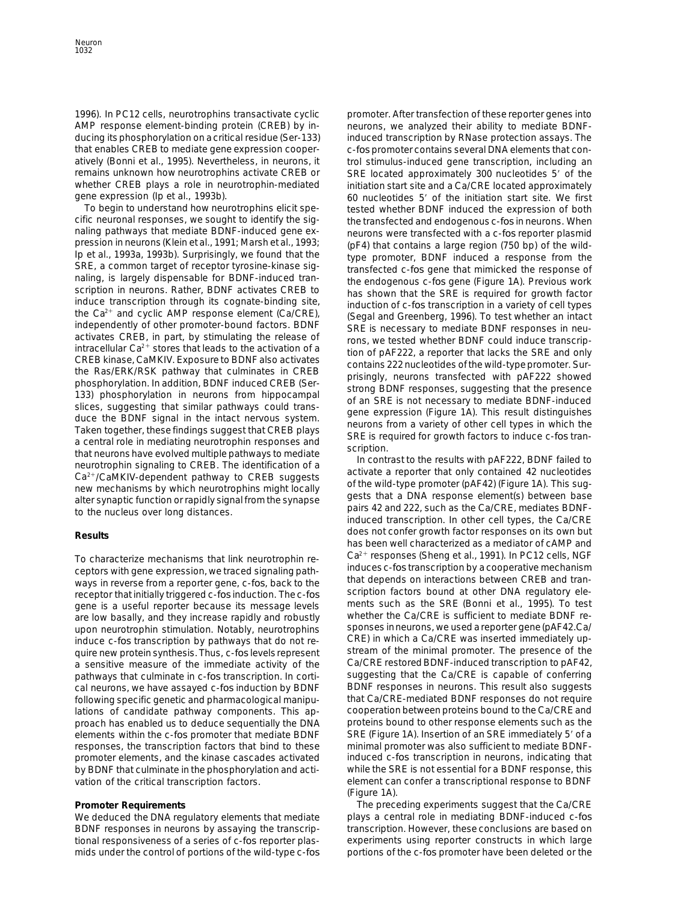1996). In PC12 cells, neurotrophins transactivate cyclic AMP response element-binding protein (CREB) by inducing its phosphorylation on a critical residue (Ser-133) that enables CREB to mediate gene expression cooperatively (Bonni et al., 1995). Nevertheless, in neurons, it remains unknown how neurotrophins activate CREB or whether CREB plays a role in neurotrophin-mediated gene expression (Ip et al., 1993b).

To begin to understand how neurotrophins elicit specific neuronal responses, we sought to identify the signaling pathways that mediate BDNF-induced gene expression in neurons (Klein et al., 1991; Marsh et al., 1993; Ip et al., 1993a, 1993b). Surprisingly, we found that the SRE, a common target of receptor tyrosine-kinase signaling, is largely dispensable for BDNF-induced transcription in neurons. Rather, BDNF activates CREB to induce transcription through its cognate-binding site, the $Ca^{2+}$ and cyclic AMP response element (Ca/CRE), independently of other promoter-bound factors. BDNF activates CREB, in part, by stimulating the release of intracellular $Ca^{2+}$ stores that leads to the activation of a CREB kinase, CaMKIV. Exposure to BDNF also activates the Ras/ERK/RSK pathway that culminates in CREB phosphorylation. In addition, BDNF induced CREB (Ser-133) phosphorylation in neurons from hippocampal slices, suggesting that similar pathways could transduce the BDNF signal in the intact nervous system. Taken together, these findings suggest that CREB plays a central role in mediating neurotrophin responses and that neurons have evolved multiple pathways to mediate neurotrophin signaling to CREB. The identification of a $Ca^{2+}$/CaMKIV-dependent pathway to CREB suggests new mechanisms by which neurotrophins might locally alter synaptic function or rapidly signal from the synapse to the nucleus over long distances.

## Results

To characterize mechanisms that link neurotrophin receptors with gene expression, we traced signaling pathways in reverse from a reporter gene, c-*fos*, back to the receptor that initially triggered c-*fos* induction. The c-*fos* gene is a useful reporter because its message levels are low basally, and they increase rapidly and robustly upon neurotrophin stimulation. Notably, neurotrophins induce c-*fos* transcription by pathways that do not require new protein synthesis. Thus, c-*fos* levels represent a sensitive measure of the immediate activity of the pathways that culminate in c-*fos* transcription. In cortical neurons, we have assayed c-*fos* induction by BDNF following specific genetic and pharmacological manipulations of candidate pathway components. This approach has enabled us to deduce sequentially the DNA elements within the c-*fos* promoter that mediate BDNF responses, the transcription factors that bind to these promoter elements, and the kinase cascades activated by BDNF that culminate in the phosphorylation and activation of the critical transcription factors.

### Promoter Requirements

We deduced the DNA regulatory elements that mediate BDNF responses in neurons by assaying the transcriptional responsiveness of a series of c-*fos* reporter plasmids under the control of portions of the wild-type c-*fos* promoter. After transfection of these reporter genes into neurons, we analyzed their ability to mediate BDNF-induced transcription by RNase protection assays. The c-*fos* promoter contains several DNA elements that control stimulus-induced gene transcription, including an SRE located approximately 300 nucleotides 5′ of the initiation start site and a Ca/CRE located approximately 60 nucleotides 5′ of the initiation start site. We first tested whether BDNF induced the expression of both the transfected and endogenous c-*fos* in neurons. When neurons were transfected with a c-*fos* reporter plasmid (pF4) that contains a large region (750 bp) of the wild-type promoter, BDNF induced a response from the transfected c-*fos* gene that mimicked the response of the endogenous c-*fos* gene (Figure 1A). Previous work has shown that the SRE is required for growth factor induction of c-*fos* transcription in a variety of cell types (Segal and Greenberg, 1996). To test whether an intact SRE is necessary to mediate BDNF responses in neurons, we tested whether BDNF could induce transcription of pAF222, a reporter that lacks the SRE and only contains 222 nucleotides of the wild-type promoter. Surprisingly, neurons transfected with pAF222 showed strong BDNF responses, suggesting that the presence of an SRE is not necessary to mediate BDNF-induced gene expression (Figure 1A). This result distinguishes neurons from a variety of other cell types in which the SRE is required for growth factors to induce c-*fos* transcription.

In contrast to the results with pAF222, BDNF failed to activate a reporter that only contained 42 nucleotides of the wild-type promoter (pAF42) (Figure 1A). This suggests that a DNA response element(s) between base pairs 42 and 222, such as the Ca/CRE, mediates BDNF-induced transcription. In other cell types, the Ca/CRE does not confer growth factor responses on its own but has been well characterized as a mediator of cAMP and $Ca^{2+}$ responses (Sheng et al., 1991). In PC12 cells, NGF induces c-*fos* transcription by a cooperative mechanism that depends on interactions between CREB and transcription factors bound at other DNA regulatory elements such as the SRE (Bonni et al., 1995). To test whether the Ca/CRE is sufficient to mediate BDNF responses in neurons, we used a reporter gene (pAF42.Ca/CRE) in which a Ca/CRE was inserted immediately upstream of the minimal promoter. The presence of the Ca/CRE restored BDNF-induced transcription to pAF42, suggesting that the Ca/CRE is capable of conferring BDNF responses in neurons. This result also suggests that Ca/CRE-mediated BDNF responses do not require cooperation between proteins bound to the Ca/CRE and proteins bound to other response elements such as the SRE (Figure 1A). Insertion of an SRE immediately 5′ of a minimal promoter was also sufficient to mediate BDNF-induced c-*fos* transcription in neurons, indicating that while the SRE is not essential for a BDNF response, this element can confer a transcriptional response to BDNF (Figure 1A).

The preceding experiments suggest that the Ca/CRE plays a central role in mediating BDNF-induced c-*fos* transcription. However, these conclusions are based on experiments using reporter constructs in which large portions of the c-*fos* promoter have been deleted or the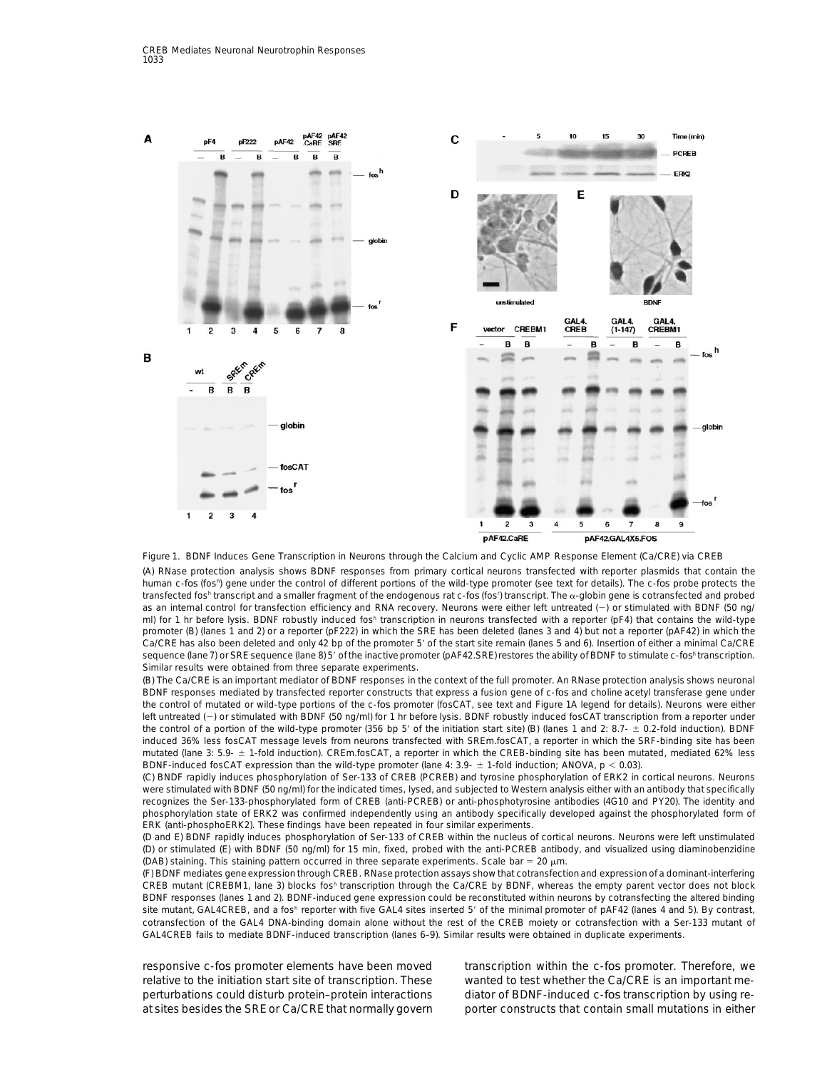Figure 1. BDNF Induces Gene Transcription in Neurons through the Calcium and Cyclic AMP Response Element (Ca/CRE) via CREB

(A) RNase protection analysis shows BDNF responses from primary cortical neurons transfected with reporter plasmids that contain the human c-fos (fos[h]) gene under the control of different portions of the wild-type promoter (see text for details). The c-fos probe protects the transfected fos[h] transcript and a smaller fragment of the endogenous rat c-fos (fos[r]) transcript. The α-globin gene is cotransfected and probed as an internal control for transfection efficiency and RNA recovery. Neurons were either left untreated (−) or stimulated with BDNF (50 ng/ml) for 1 hr before lysis. BDNF robustly induced fos[h] transcription in neurons transfected with a reporter (pF4) that contains the wild-type promoter (B) (lanes 1 and 2) or a reporter (pF222) in which the SRE has been deleted (lanes 3 and 4) but not a reporter (pAF42) in which the Ca/CRE has also been deleted and only 42 bp of the promoter 5′ of the start site remain (lanes 5 and 6). Insertion of either a minimal Ca/CRE sequence (lane 7) or SRE sequence (lane 8) 5′ of the inactive promoter (pAF42.SRE) restores the ability of BDNF to stimulate c-fos[h] transcription. Similar results were obtained from three separate experiments.

(B) The Ca/CRE is an important mediator of BDNF responses in the context of the full promoter. An RNase protection analysis shows neuronal BDNF responses mediated by transfected reporter constructs that express a fusion gene of c-fos and choline acetyl transferase gene under the control of mutated or wild-type portions of the c-fos promoter (fosCAT, see text and Figure 1A legend for details). Neurons were either left untreated (−) or stimulated with BDNF (50 ng/ml) for 1 hr before lysis. BDNF robustly induced fosCAT transcription from a reporter under the control of a portion of the wild-type promoter (356 bp 5′ of the initiation start site) (B) (lanes 1 and 2: 8.7- ± 0.2-fold induction). BDNF induced 36% less fosCAT message levels from neurons transfected with SREm.fosCAT, a reporter in which the SRF-binding site has been mutated (lane 3: 5.9- ± 1-fold induction). CREm.fosCAT, a reporter in which the CREB-binding site has been mutated, mediated 62% less BDNF-induced fosCAT expression than the wild-type promoter (lane 4: 3.9- ± 1-fold induction; ANOVA, $p < 0.03$).

(C) BNDF rapidly induces phosphorylation of Ser-133 of CREB (PCREB) and tyrosine phosphorylation of ERK2 in cortical neurons. Neurons were stimulated with BDNF (50 ng/ml) for the indicated times, lysed, and subjected to Western analysis either with an antibody that specifically recognizes the Ser-133-phosphorylated form of CREB (anti-PCREB) or anti-phosphotyrosine antibodies (4G10 and PY20). The identity and phosphorylation state of ERK2 was confirmed independently using an antibody specifically developed against the phosphorylated form of ERK (anti-phosphoERK2). These findings have been repeated in four similar experiments.

(D and E) BDNF rapidly induces phosphorylation of Ser-133 of CREB within the nucleus of cortical neurons. Neurons were left unstimulated (D) or stimulated (E) with BDNF (50 ng/ml) for 15 min, fixed, probed with the anti-PCREB antibody, and visualized using diaminobenzidine (DAB) staining. This staining pattern occurred in three separate experiments. Scale bar = 20 μm.

(F) BDNF mediates gene expression through CREB. RNase protection assays show that cotransfection and expression of a dominant-interfering CREB mutant (CREBM1, lane 3) blocks fos[h] transcription through the Ca/CRE by BDNF, whereas the empty parent vector does not block BDNF responses (lanes 1 and 2). BDNF-induced gene expression could be reconstituted within neurons by cotransfecting the altered binding site mutant, GAL4CREB, and a fos[h] reporter with five GAL4 sites inserted 5′ of the minimal promoter of pAF42 (lanes 4 and 5). By contrast, cotransfection of the GAL4 DNA-binding domain alone without the rest of the CREB moiety or cotransfection with a Ser-133 mutant of GAL4CREB fails to mediate BDNF-induced transcription (lanes 6–9). Similar results were obtained in duplicate experiments.

responsive c-fos promoter elements have been moved relative to the initiation start site of transcription. These perturbations could disturb protein–protein interactions at sites besides the SRE or Ca/CRE that normally govern transcription within the c-fos promoter. Therefore, we wanted to test whether the Ca/CRE is an important mediator of BDNF-induced c-fos transcription by using reporter constructs that contain small mutations in either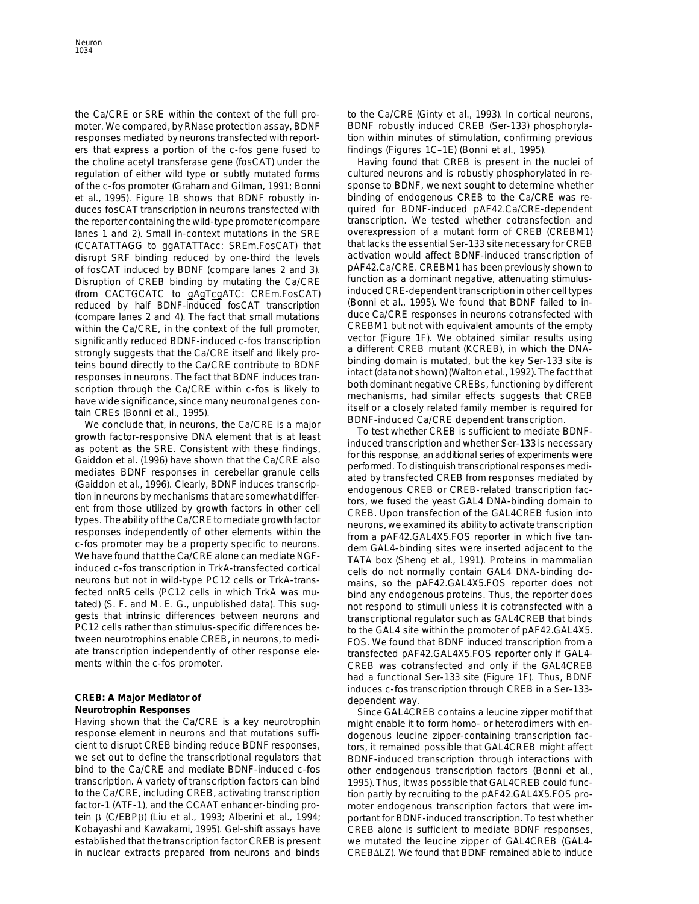the Ca/CRE or SRE within the context of the full promoter. We compared, by RNase protection assay, BDNF responses mediated by neurons transfected with reporters that express a portion of the c-*fos* gene fused to the choline acetyl transferase gene (fosCAT) under the regulation of either wild type or subtly mutated forms of the c-*fos* promoter (Graham and Gilman, 1991; Bonni et al., 1995). Figure 1B shows that BDNF robustly induces fosCAT transcription in neurons transfected with the reporter containing the wild-type promoter (compare lanes 1 and 2). Small in-context mutations in the SRE (CCATATTAGG to ggATATTAcc: SREm.FosCAT) that disrupt SRF binding reduced by one-third the levels of fosCAT induced by BDNF (compare lanes 2 and 3). Disruption of CREB binding by mutating the Ca/CRE (from CACTGCATC to gAgTcgATC: CREm.FosCAT) reduced by half BDNF-induced fosCAT transcription (compare lanes 2 and 4). The fact that small mutations within the Ca/CRE, in the context of the full promoter, significantly reduced BDNF-induced c-*fos* transcription strongly suggests that the Ca/CRE itself and likely proteins bound directly to the Ca/CRE contribute to BDNF responses in neurons. The fact that BDNF induces transcription through the Ca/CRE within c-*fos* is likely to have wide significance, since many neuronal genes contain CREs (Bonni et al., 1995).

We conclude that, in neurons, the Ca/CRE is a major growth factor-responsive DNA element that is at least as potent as the SRE. Consistent with these findings, Gaiddon et al. (1996) have shown that the Ca/CRE also mediates BDNF responses in cerebellar granule cells (Gaiddon et al., 1996). Clearly, BDNF induces transcription in neurons by mechanisms that are somewhat different from those utilized by growth factors in other cell types. The ability of the Ca/CRE to mediate growth factor responses independently of other elements within the c-*fos* promoter may be a property specific to neurons. We have found that the Ca/CRE alone can mediate NGF-induced c-*fos* transcription in TrkA-transfected cortical neurons but not in wild-type PC12 cells or TrkA-transfected nnR5 cells (PC12 cells in which TrkA was mutated) (S. F. and M. E. G., unpublished data). This suggests that intrinsic differences between neurons and PC12 cells rather than stimulus-specific differences between neurotrophins enable CREB, in neurons, to mediate transcription independently of other response elements within the c-*fos* promoter.

## CREB: A Major Mediator of Neurotrophin Responses

Having shown that the Ca/CRE is a key neurotrophin response element in neurons and that mutations sufficient to disrupt CREB binding reduce BDNF responses, we set out to define the transcriptional regulators that bind to the Ca/CRE and mediate BDNF-induced c-*fos* transcription. A variety of transcription factors can bind to the Ca/CRE, including CREB, activating transcription factor-1 (ATF-1), and the CCAAT enhancer-binding protein β (C/EBPβ) (Liu et al., 1993; Alberini et al., 1994; Kobayashi and Kawakami, 1995). Gel-shift assays have established that the transcription factor CREB is present in nuclear extracts prepared from neurons and binds to the Ca/CRE (Ginty et al., 1993). In cortical neurons, BDNF robustly induced CREB (Ser-133) phosphorylation within minutes of stimulation, confirming previous findings (Figures 1C–1E) (Bonni et al., 1995).

Having found that CREB is present in the nuclei of cultured neurons and is robustly phosphorylated in response to BDNF, we next sought to determine whether binding of endogenous CREB to the Ca/CRE was required for BDNF-induced pAF42.Ca/CRE-dependent transcription. We tested whether cotransfection and overexpression of a mutant form of CREB (CREBM1) that lacks the essential Ser-133 site necessary for CREB activation would affect BDNF-induced transcription of pAF42.Ca/CRE. CREBM1 has been previously shown to function as a dominant negative, attenuating stimulus-induced CRE-dependent transcription in other cell types (Bonni et al., 1995). We found that BDNF failed to induce Ca/CRE responses in neurons cotransfected with CREBM1 but not with equivalent amounts of the empty vector (Figure 1F). We obtained similar results using a different CREB mutant (KCREB), in which the DNA-binding domain is mutated, but the key Ser-133 site is intact (data not shown) (Walton et al., 1992). The fact that both dominant negative CREBs, functioning by different mechanisms, had similar effects suggests that CREB itself or a closely related family member is required for BDNF-induced Ca/CRE dependent transcription.

To test whether CREB is sufficient to mediate BDNF-induced transcription and whether Ser-133 is necessary for this response, an additional series of experiments were performed. To distinguish transcriptional responses mediated by transfected CREB from responses mediated by endogenous CREB or CREB-related transcription factors, we fused the yeast GAL4 DNA-binding domain to CREB. Upon transfection of the GAL4CREB fusion into neurons, we examined its ability to activate transcription from a pAF42.GAL4X5.FOS reporter in which five tandem GAL4-binding sites were inserted adjacent to the TATA box (Sheng et al., 1991). Proteins in mammalian cells do not normally contain GAL4 DNA-binding domains, so the pAF42.GAL4X5.FOS reporter does not bind any endogenous proteins. Thus, the reporter does not respond to stimuli unless it is cotransfected with a transcriptional regulator such as GAL4CREB that binds to the GAL4 site within the promoter of pAF42.GAL4X5.FOS. We found that BDNF induced transcription from a transfected pAF42.GAL4X5.FOS reporter only if GAL4CREB was cotransfected and only if the GAL4CREB had a functional Ser-133 site (Figure 1F). Thus, BDNF induces c-*fos* transcription through CREB in a Ser-133-dependent way.

Since GAL4CREB contains a leucine zipper motif that might enable it to form homo- or heterodimers with endogenous leucine zipper-containing transcription factors, it remained possible that GAL4CREB might affect BDNF-induced transcription through interactions with other endogenous transcription factors (Bonni et al., 1995). Thus, it was possible that GAL4CREB could function partly by recruiting to the pAF42.GAL4X5.FOS promoter endogenous transcription factors that were important for BDNF-induced transcription. To test whether CREB alone is sufficient to mediate BDNF responses, we mutated the leucine zipper of GAL4CREB (GAL4-CREBΔLZ). We found that BDNF remained able to induce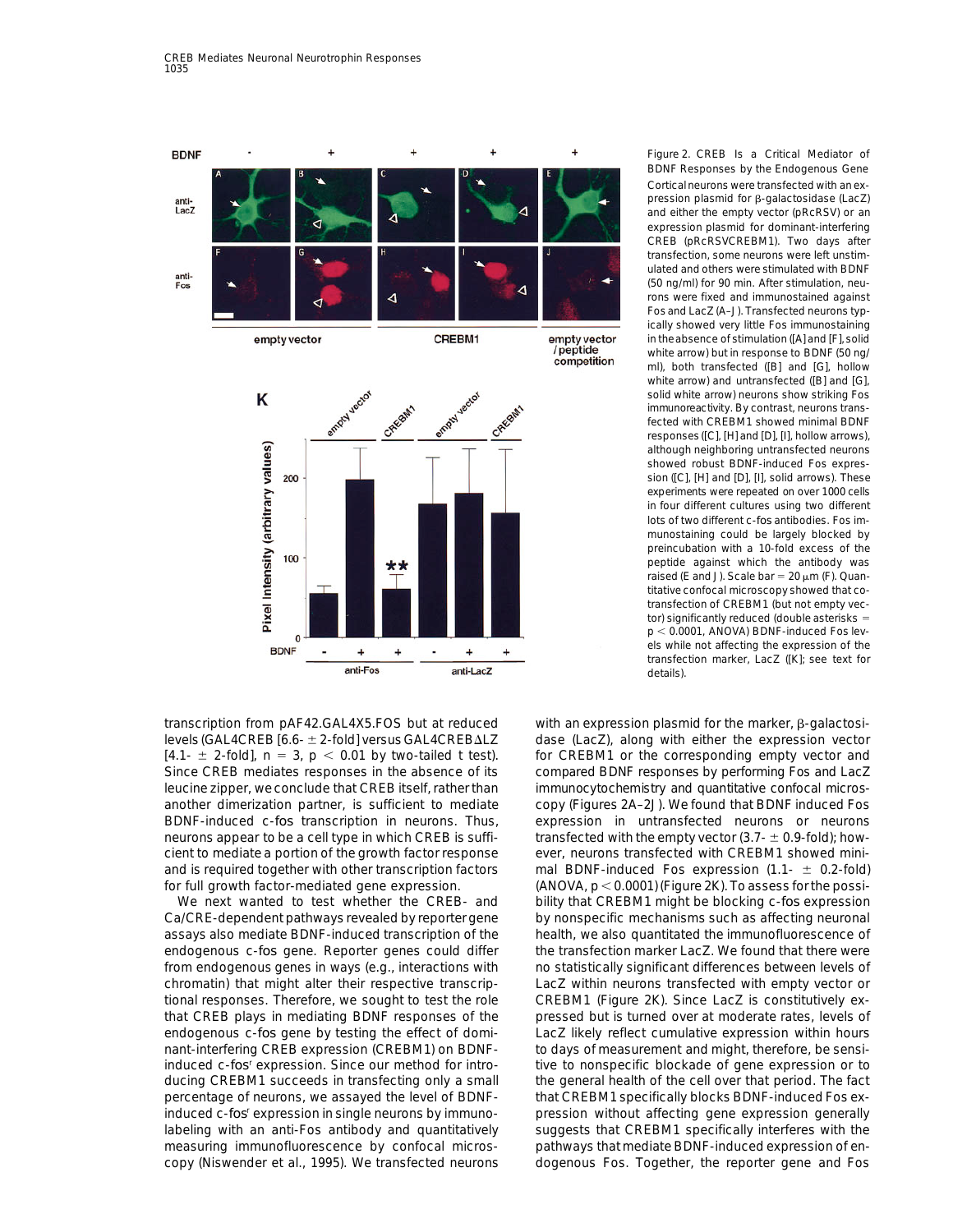BDNF - + + + +

anti-LacZ

anti-Fos

A B C D E

F G H I J

empty vector

CREBM1

empty vector / peptide competition

K

empty vector CREBM1 empty vector CREBM1

Pixel Intensity (arbitrary values)

200

100

0

**

BDNF - + + - + +

anti-Fos anti-LacZ

Figure 2. CREB Is a Critical Mediator of BDNF Responses by the Endogenous Gene

Cortical neurons were transfected with an expression plasmid for β-galactosidase (LacZ) and either the empty vector (pRcRSV) or an expression plasmid for dominant-interfering CREB (pRcRSVCREBM1). Two days after transfection, some neurons were left unstimulated and others were stimulated with BDNF (50 ng/ml) for 90 min. After stimulation, neurons were fixed and immunostained against Fos and LacZ (A–J). Transfected neurons typically showed very little Fos immunostaining in the absence of stimulation ([A] and [F], solid white arrow) but in response to BDNF (50 ng/ml), both transfected ([B] and [G], hollow white arrow) and untransfected ([B] and [G], solid white arrow) neurons show striking Fos immunoreactivity. By contrast, neurons transfected with CREBM1 showed minimal BDNF responses ([C], [H] and [D], [I], hollow arrows), although neighboring untransfected neurons showed robust BDNF-induced Fos expression ([C], [H] and [D], [I], solid arrows). These experiments were repeated on over 1000 cells in four different cultures using two different lots of two different c-fos antibodies. Fos immunostaining could be largely blocked by preincubation with a 10-fold excess of the peptide against which the antibody was raised (E and J). Scale bar = 20 μm (F). Quantitative confocal microscopy showed that cotransfection of CREBM1 (but not empty vector) significantly reduced (double asterisks = $p < 0.0001$, ANOVA) BDNF-induced Fos levels while not affecting the expression of the transfection marker, LacZ ([K]; see text for details).

transcription from pAF42.GAL4X5.FOS but at reduced levels (GAL4CREB [6.6- ± 2-fold] versus GAL4CREBΔLZ [4.1- ± 2-fold], $n = 3$, $p < 0.01$ by two-tailed t test). Since CREB mediates responses in the absence of its leucine zipper, we conclude that CREB itself, rather than another dimerization partner, is sufficient to mediate BDNF-induced c-fos transcription in neurons. Thus, neurons appear to be a cell type in which CREB is sufficient to mediate a portion of the growth factor response and is required together with other transcription factors for full growth factor-mediated gene expression.

We next wanted to test whether the CREB- and Ca/CRE-dependent pathways revealed by reporter gene assays also mediate BDNF-induced transcription of the endogenous c-fos gene. Reporter genes could differ from endogenous genes in ways (e.g., interactions with chromatin) that might alter their respective transcriptional responses. Therefore, we sought to test the role that CREB plays in mediating BDNF responses of the endogenous c-fos gene by testing the effect of dominant-interfering CREB expression (CREBM1) on BDNF-induced c-fos[r] expression. Since our method for introducing CREBM1 succeeds in transfecting only a small percentage of neurons, we assayed the level of BDNF-induced c-fos[r] expression in single neurons by immunolabeling with an anti-Fos antibody and quantitatively measuring immunofluorescence by confocal microscopy (Niswender et al., 1995). We transfected neurons with an expression plasmid for the marker, β-galactosidase (LacZ), along with either the expression vector for CREBM1 or the corresponding empty vector and compared BDNF responses by performing Fos and LacZ immunocytochemistry and quantitative confocal microscopy (Figures 2A–2J). We found that BDNF induced Fos expression in untransfected neurons or neurons transfected with the empty vector (3.7- ± 0.9-fold); however, neurons transfected with CREBM1 showed minimal BDNF-induced Fos expression (1.1- ± 0.2-fold) (ANOVA, $p < 0.0001$) (Figure 2K). To assess for the possibility that CREBM1 might be blocking c-fos expression by nonspecific mechanisms such as affecting neuronal health, we also quantitated the immunofluorescence of the transfection marker LacZ. We found that there were no statistically significant differences between levels of LacZ within neurons transfected with empty vector or CREBM1 (Figure 2K). Since LacZ is constitutively expressed but is turned over at moderate rates, levels of LacZ likely reflect cumulative expression within hours to days of measurement and might, therefore, be sensitive to nonspecific blockade of gene expression or to the general health of the cell over that period. The fact that CREBM1 specifically blocks BDNF-induced Fos expression without affecting gene expression generally suggests that CREBM1 specifically interferes with the pathways that mediate BDNF-induced expression of endogenous Fos. Together, the reporter gene and Fos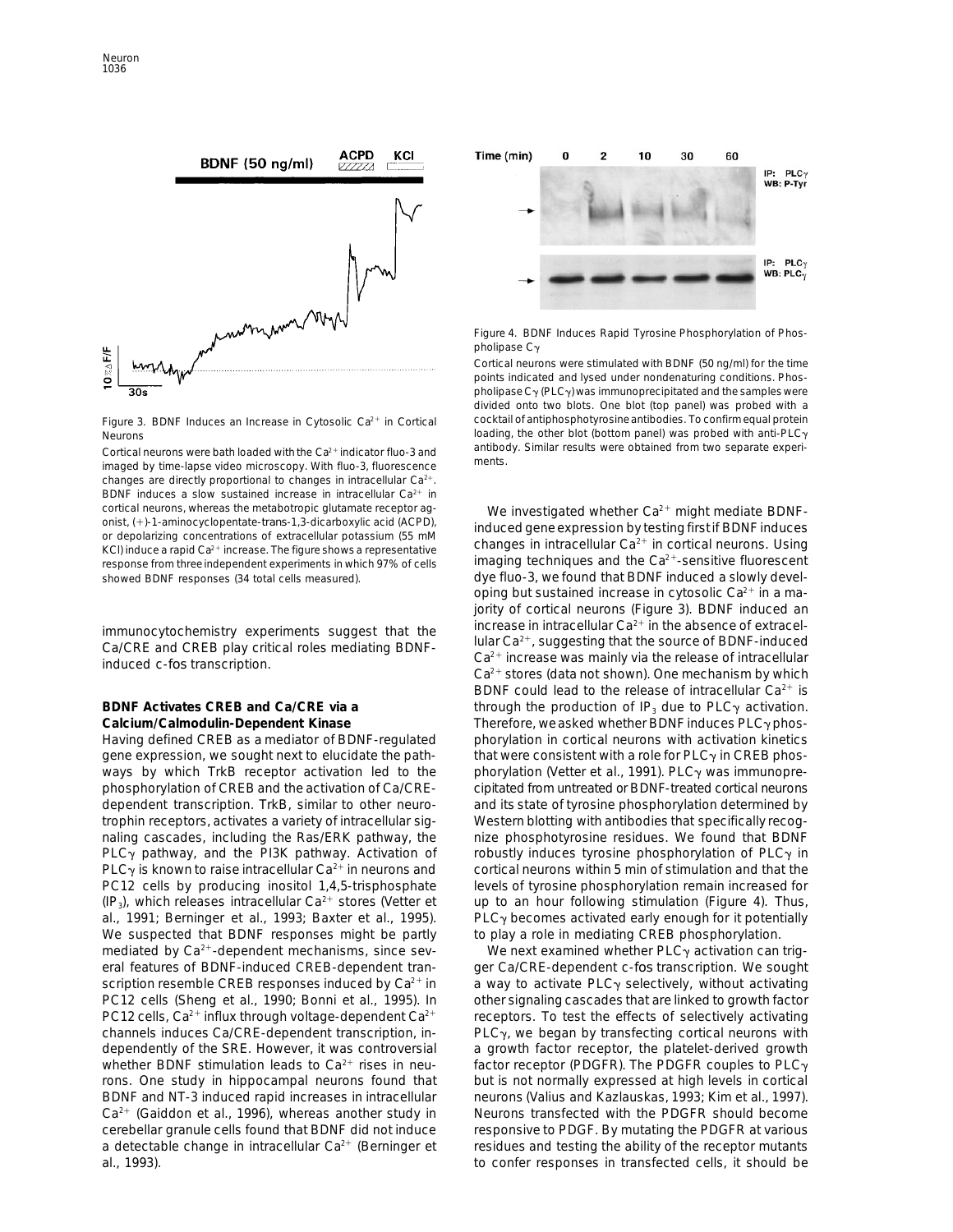BDNF (50 ng/ml)

ACPD

KCl

10 %ΔF/F

30s

Figure 3. BDNF Induces an Increase in Cytosolic $Ca^{2+}$ in Cortical Neurons

Cortical neurons were bath loaded with the $Ca^{2+}$ indicator fluo-3 and imaged by time-lapse video microscopy. With fluo-3, fluorescence changes are directly proportional to changes in intracellular $Ca^{2+}$. BDNF induces a slow sustained increase in intracellular $Ca^{2+}$ in cortical neurons, whereas the metabotropic glutamate receptor agonist, (+)-1-aminocyclopentate-trans-1,3-dicarboxylic acid (ACPD), or depolarizing concentrations of extracellular potassium (55 mM KCl) induce a rapid $Ca^{2+}$ increase. The figure shows a representative response from three independent experiments in which 97% of cells showed BDNF responses (34 total cells measured).

Time (min) 0 2 10 30 60

IP: PLCγ
WB: P-Tyr

IP: PLCγ
WB: PLCγ

Figure 4. BDNF Induces Rapid Tyrosine Phosphorylation of Phospholipase Cγ

Cortical neurons were stimulated with BDNF (50 ng/ml) for the time points indicated and lysed under nondenaturing conditions. Phospholipase Cγ (PLCγ) was immunoprecipitated and the samples were divided onto two blots. One blot (top panel) was probed with a cocktail of antiphosphotyrosine antibodies. To confirm equal protein loading, the other blot (bottom panel) was probed with anti-PLCγ antibody. Similar results were obtained from two separate experiments.

immunocytochemistry experiments suggest that the Ca/CRE and CREB play critical roles mediating BDNF-induced c-*fos* transcription.

## BDNF Activates CREB and Ca/CRE via a Calcium/Calmodulin-Dependent Kinase

Having defined CREB as a mediator of BDNF-regulated gene expression, we sought next to elucidate the pathways by which TrkB receptor activation led to the phosphorylation of CREB and the activation of Ca/CRE-dependent transcription. TrkB, similar to other neurotrophin receptors, activates a variety of intracellular signaling cascades, including the Ras/ERK pathway, the PLCγ pathway, and the PI3K pathway. Activation of PLCγ is known to raise intracellular $Ca^{2+}$ in neurons and PC12 cells by producing inositol 1,4,5-trisphosphate ($IP_3$), which releases intracellular $Ca^{2+}$ stores (Vetter et al., 1991; Berninger et al., 1993; Baxter et al., 1995). We suspected that BDNF responses might be partly mediated by $Ca^{2+}$-dependent mechanisms, since several features of BDNF-induced CREB-dependent transcription resemble CREB responses induced by $Ca^{2+}$ in PC12 cells (Sheng et al., 1990; Bonni et al., 1995). In PC12 cells, $Ca^{2+}$ influx through voltage-dependent $Ca^{2+}$ channels induces Ca/CRE-dependent transcription, independently of the SRE. However, it was controversial whether BDNF stimulation leads to $Ca^{2+}$ rises in neurons. One study in hippocampal neurons found that BDNF and NT-3 induced rapid increases in intracellular $Ca^{2+}$ (Gaiddon et al., 1996), whereas another study in cerebellar granule cells found that BDNF did not induce a detectable change in intracellular $Ca^{2+}$ (Berninger et al., 1993).

We investigated whether $Ca^{2+}$ might mediate BDNF-induced gene expression by testing first if BDNF induces changes in intracellular $Ca^{2+}$ in cortical neurons. Using imaging techniques and the $Ca^{2+}$-sensitive fluorescent dye fluo-3, we found that BDNF induced a slowly developing but sustained increase in cytosolic $Ca^{2+}$ in a majority of cortical neurons (Figure 3). BDNF induced an increase in intracellular $Ca^{2+}$ in the absence of extracellular $Ca^{2+}$, suggesting that the source of BDNF-induced $Ca^{2+}$ increase was mainly via the release of intracellular $Ca^{2+}$ stores (data not shown). One mechanism by which BDNF could lead to the release of intracellular $Ca^{2+}$ is through the production of $IP_3$ due to PLCγ activation. Therefore, we asked whether BDNF induces PLCγ phosphorylation in cortical neurons with activation kinetics that were consistent with a role for PLCγ in CREB phosphorylation (Vetter et al., 1991). PLCγ was immunoprecipitated from untreated or BDNF-treated cortical neurons and its state of tyrosine phosphorylation determined by Western blotting with antibodies that specifically recognize phosphotyrosine residues. We found that BDNF robustly induces tyrosine phosphorylation of PLCγ in cortical neurons within 5 min of stimulation and that the levels of tyrosine phosphorylation remain increased for up to an hour following stimulation (Figure 4). Thus, PLCγ becomes activated early enough for it potentially to play a role in mediating CREB phosphorylation.

We next examined whether PLCγ activation can trigger Ca/CRE-dependent c-*fos* transcription. We sought a way to activate PLCγ selectively, without activating other signaling cascades that are linked to growth factor receptors. To test the effects of selectively activating PLCγ, we began by transfecting cortical neurons with a growth factor receptor, the platelet-derived growth factor receptor (PDGFR). The PDGFR couples to PLCγ but is not normally expressed at high levels in cortical neurons (Valius and Kazlauskas, 1993; Kim et al., 1997). Neurons transfected with the PDGFR should become responsive to PDGF. By mutating the PDGFR at various residues and testing the ability of the receptor mutants to confer responses in transfected cells, it should be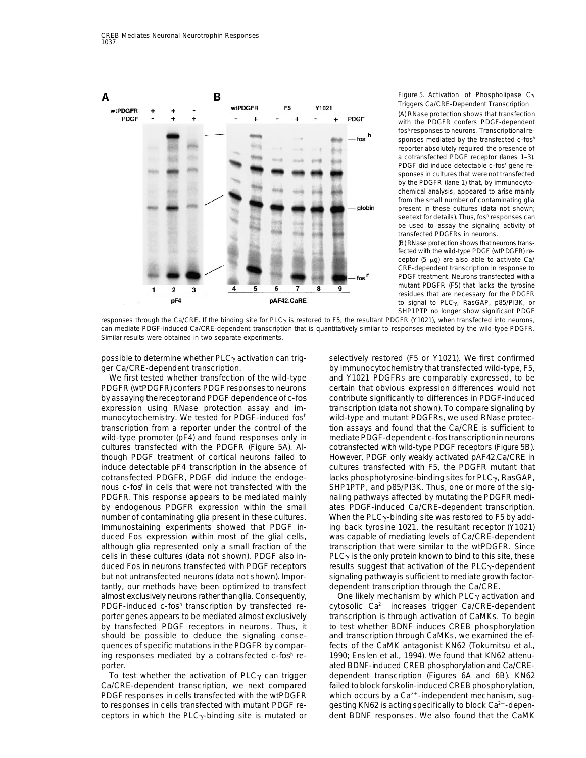A

wtPDGFR + + -
PDGF - + +

1 2 3

pF4

B

wtPDGFR F5 Y1021

- + - + - + PDGF

fos h

globin

fos r

4 5 6 7 8 9

pAF42.CaRE

Figure 5. Activation of Phospholipase Cγ Triggers Ca/CRE-Dependent Transcription

(A) RNase protection shows that transfection with the PDGFR confers PDGF-dependent fos$^h$ responses to neurons. Transcriptional responses mediated by the transfected c-fos$^h$ reporter absolutely required the presence of a cotransfected PDGF receptor (lanes 1–3). PDGF did induce detectable c-fos$^r$ gene responses in cultures that were not transfected by the PDGFR (lane 1) that, by immunocytochemical analysis, appeared to arise mainly from the small number of contaminating glia present in these cultures (data not shown; see text for details). Thus, fos$^h$ responses can be used to assay the signaling activity of transfected PDGFRs in neurons.

(B) RNase protection shows that neurons transfected with the wild-type PDGF (wtPDGFR) receptor (5 μg) are also able to activate Ca/CRE-dependent transcription in response to PDGF treatment. Neurons transfected with a mutant PDGFR (F5) that lacks the tyrosine residues that are necessary for the PDGFR to signal to PLCγ, RasGAP, p85/PI3K, or SHP1PTP no longer show significant PDGF responses through the Ca/CRE. If the binding site for PLCγ is restored to F5, the resultant PDGFR (Y1021), when transfected into neurons, can mediate PDGF-induced Ca/CRE-dependent transcription that is quantitatively similar to responses mediated by the wild-type PDGFR. Similar results were obtained in two separate experiments.

possible to determine whether PLCγ activation can trigger Ca/CRE-dependent transcription.

We first tested whether transfection of the wild-type PDGFR (wtPDGFR) confers PDGF responses to neurons by assaying the receptor and PDGF dependence of c-fos expression using RNase protection assay and immunocytochemistry. We tested for PDGF-induced fos$^h$ transcription from a reporter under the control of the wild-type promoter (pF4) and found responses only in cultures transfected with the PDGFR (Figure 5A). Although PDGF treatment of cortical neurons failed to induce detectable pF4 transcription in the absence of cotransfected PDGFR, PDGF did induce the endogenous c-fos$^r$ in cells that were not transfected with the PDGFR. This response appears to be mediated mainly by endogenous PDGFR expression within the small number of contaminating glia present in these cultures. Immunostaining experiments showed that PDGF induced Fos expression within most of the glial cells, although glia represented only a small fraction of the cells in these cultures (data not shown). PDGF also induced Fos in neurons transfected with PDGF receptors but not untransfected neurons (data not shown). Importantly, our methods have been optimized to transfect almost exclusively neurons rather than glia. Consequently, PDGF-induced c-fos$^h$ transcription by transfected reporter genes appears to be mediated almost exclusively by transfected PDGF receptors in neurons. Thus, it should be possible to deduce the signaling consequences of specific mutations in the PDGFR by comparing responses mediated by a cotransfected c-fos$^h$ reporter.

To test whether the activation of PLCγ can trigger Ca/CRE-dependent transcription, we next compared PDGF responses in cells transfected with the wtPDGFR to responses in cells transfected with mutant PDGF receptors in which the PLCγ-binding site is mutated or selectively restored (F5 or Y1021). We first confirmed by immunocytochemistry that transfected wild-type, F5, and Y1021 PDGFRs are comparably expressed, to be certain that obvious expression differences would not contribute significantly to differences in PDGF-induced transcription (data not shown). To compare signaling by wild-type and mutant PDGFRs, we used RNase protection assays and found that the Ca/CRE is sufficient to mediate PDGF-dependent c-fos transcription in neurons cotransfected with wild-type PDGF receptors (Figure 5B). However, PDGF only weakly activated pAF42.Ca/CRE in cultures transfected with F5, the PDGFR mutant that lacks phosphotyrosine-binding sites for PLCγ, RasGAP, SHP1PTP, and p85/PI3K. Thus, one or more of the signaling pathways affected by mutating the PDGFR mediates PDGF-induced Ca/CRE-dependent transcription. When the PLCγ-binding site was restored to F5 by adding back tyrosine 1021, the resultant receptor (Y1021) was capable of mediating levels of Ca/CRE-dependent transcription that were similar to the wtPDGFR. Since PLCγ is the only protein known to bind to this site, these results suggest that activation of the PLCγ-dependent signaling pathway is sufficient to mediate growth factor-dependent transcription through the Ca/CRE.

One likely mechanism by which PLCγ activation and cytosolic $Ca^{2+}$ increases trigger Ca/CRE-dependent transcription is through activation of CaMKs. To begin to test whether BDNF induces CREB phosphorylation and transcription through CaMKs, we examined the effects of the CaMK antagonist KN62 (Tokumitsu et al., 1990; Enslen et al., 1994). We found that KN62 attenuated BDNF-induced CREB phosphorylation and Ca/CRE-dependent transcription (Figures 6A and 6B). KN62 failed to block forskolin-induced CREB phosphorylation, which occurs by a $Ca^{2+}$-independent mechanism, suggesting KN62 is acting specifically to block $Ca^{2+}$-dependent BDNF responses. We also found that the CaMK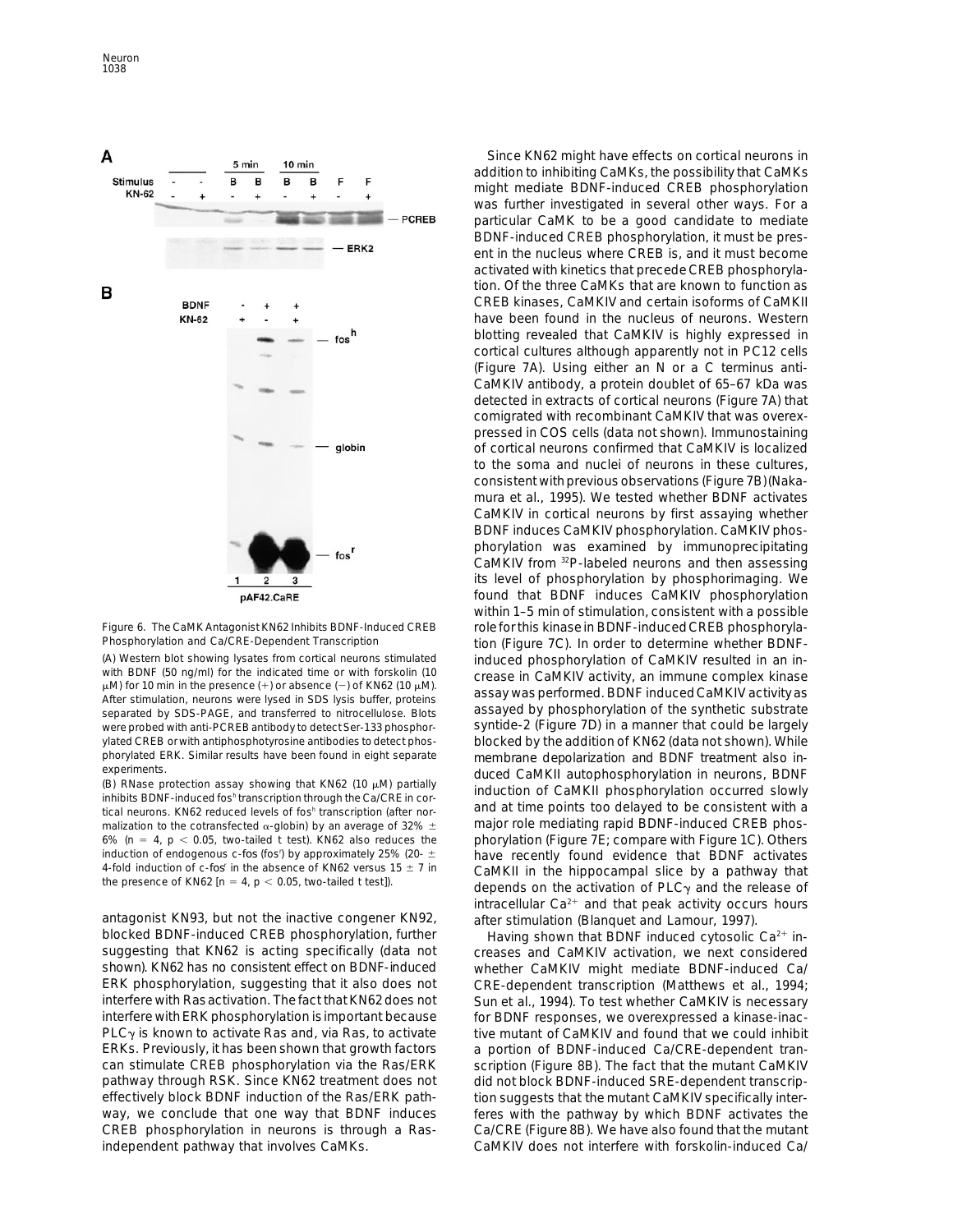A

Stimulus - - B B B B F F
KN-62 - + - + - + - +
5 min 10 min
— PCREB
— ERK2

B

BDNF - + +
KN-62 + - +
— fos[h]
— globin
— fos[r]
1 2 3
pAF42.CaRE

Figure 6. The CaMK Antagonist KN62 Inhibits BDNF-Induced CREB Phosphorylation and Ca/CRE-Dependent Transcription

(A) Western blot showing lysates from cortical neurons stimulated with BDNF (50 ng/ml) for the indicated time or with forskolin (10 $\mu$M) for 10 min in the presence (+) or absence (−) of KN62 (10 $\mu$M). After stimulation, neurons were lysed in SDS lysis buffer, proteins separated by SDS-PAGE, and transferred to nitrocellulose. Blots were probed with anti-PCREB antibody to detect Ser-133 phosphorylated CREB or with antiphosphotyrosine antibodies to detect phosphorylated ERK. Similar results have been found in eight separate experiments.

(B) RNase protection assay showing that KN62 (10 $\mu$M) partially inhibits BDNF-induced fos[h] transcription through the Ca/CRE in cortical neurons. KN62 reduced levels of fos[h] transcription (after normalization to the cotransfected $\alpha$-globin) by an average of 32% ± 6% ($n = 4$, $p < 0.05$, two-tailed t test). KN62 also reduces the induction of endogenous c-fos (fos[r]) by approximately 25% (20- ± 4-fold induction of c-fos[r] in the absence of KN62 versus 15 ± 7 in the presence of KN62 [$n = 4$, $p < 0.05$, two-tailed t test]).

antagonist KN93, but not the inactive congener KN92, blocked BDNF-induced CREB phosphorylation, further suggesting that KN62 is acting specifically (data not shown). KN62 has no consistent effect on BDNF-induced ERK phosphorylation, suggesting that it also does not interfere with Ras activation. The fact that KN62 does not interfere with ERK phosphorylation is important because PLC$\gamma$ is known to activate Ras and, via Ras, to activate ERKs. Previously, it has been shown that growth factors can stimulate CREB phosphorylation via the Ras/ERK pathway through RSK. Since KN62 treatment does not effectively block BDNF induction of the Ras/ERK pathway, we conclude that one way that BDNF induces CREB phosphorylation in neurons is through a Ras-independent pathway that involves CaMKs.

Since KN62 might have effects on cortical neurons in addition to inhibiting CaMKs, the possibility that CaMKs might mediate BDNF-induced CREB phosphorylation was further investigated in several other ways. For a particular CaMK to be a good candidate to mediate BDNF-induced CREB phosphorylation, it must be present in the nucleus where CREB is, and it must become activated with kinetics that precede CREB phosphorylation. Of the three CaMKs that are known to function as CREB kinases, CaMKIV and certain isoforms of CaMKII have been found in the nucleus of neurons. Western blotting revealed that CaMKIV is highly expressed in cortical cultures although apparently not in PC12 cells (Figure 7A). Using either an N or a C terminus anti-CaMKIV antibody, a protein doublet of 65–67 kDa was detected in extracts of cortical neurons (Figure 7A) that comigrated with recombinant CaMKIV that was overexpressed in COS cells (data not shown). Immunostaining of cortical neurons confirmed that CaMKIV is localized to the soma and nuclei of neurons in these cultures, consistent with previous observations (Figure 7B) (Nakamura et al., 1995). We tested whether BDNF activates CaMKIV in cortical neurons by first assaying whether BDNF induces CaMKIV phosphorylation. CaMKIV phosphorylation was examined by immunoprecipitating CaMKIV from $^{32}$P-labeled neurons and then assessing its level of phosphorylation by phosphorimaging. We found that BDNF induces CaMKIV phosphorylation within 1–5 min of stimulation, consistent with a possible role for this kinase in BDNF-induced CREB phosphorylation (Figure 7C). In order to determine whether BDNF-induced phosphorylation of CaMKIV resulted in an increase in CaMKIV activity, an immune complex kinase assay was performed. BDNF induced CaMKIV activity as assayed by phosphorylation of the synthetic substrate syntide-2 (Figure 7D) in a manner that could be largely blocked by the addition of KN62 (data not shown). While membrane depolarization and BDNF treatment also induced CaMKII autophosphorylation in neurons, BDNF induction of CaMKII phosphorylation occurred slowly and at time points too delayed to be consistent with a major role mediating rapid BDNF-induced CREB phosphorylation (Figure 7E; compare with Figure 1C). Others have recently found evidence that BDNF activates CaMKII in the hippocampal slice by a pathway that depends on the activation of PLC$\gamma$ and the release of intracellular $Ca^{2+}$ and that peak activity occurs hours after stimulation (Blanquet and Lamour, 1997).

Having shown that BDNF induced cytosolic $Ca^{2+}$ increases and CaMKIV activation, we next considered whether CaMKIV might mediate BDNF-induced Ca/CRE-dependent transcription (Matthews et al., 1994; Sun et al., 1994). To test whether CaMKIV is necessary for BDNF responses, we overexpressed a kinase-inactive mutant of CaMKIV and found that we could inhibit a portion of BDNF-induced Ca/CRE-dependent transcription (Figure 8B). The fact that the mutant CaMKIV did not block BDNF-induced SRE-dependent transcription suggests that the mutant CaMKIV specifically interferes with the pathway by which BDNF activates the Ca/CRE (Figure 8B). We have also found that the mutant CaMKIV does not interfere with forskolin-induced Ca/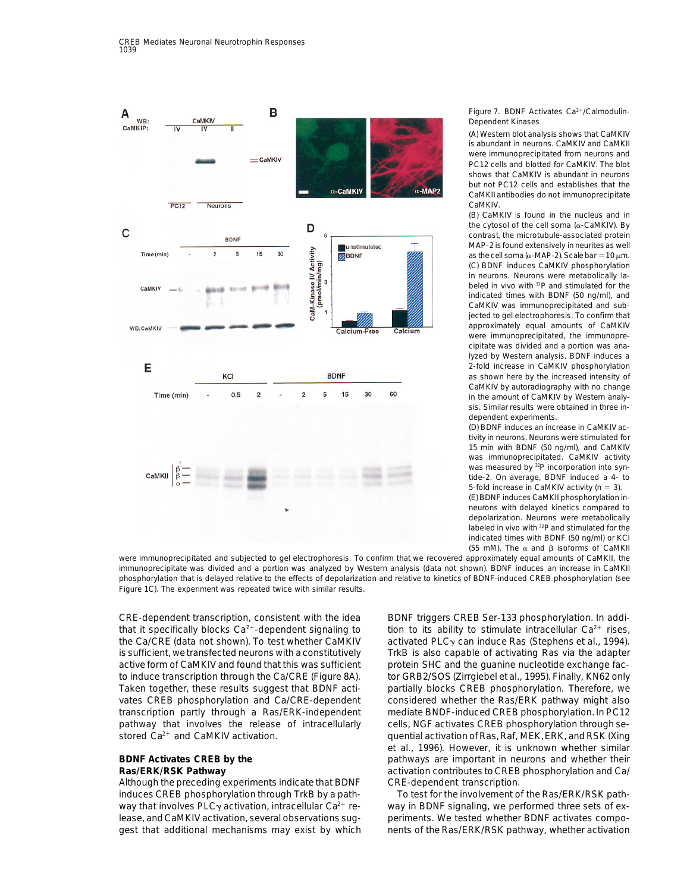A
WB: CaMKIV
CaMKIP: IV IV II
CaMKIV
PC12 Neurons

B
α-CaMKIV
α-MAP2

C
BDNF
Time (min) - 2 5 15 30
CaMKIV
WB: CaMKIV

D
CaM-Kinase IV Activity (pmol/min/mg)
6
3
1
unstimulated
BDNF
Calcium-Free
Calcium

E
KCl BDNF
Time (min) - 0.5 2 - 2 5 15 30 60
CaMKII β β α

Figure 7. BDNF Activates $Ca^{2+}$/Calmodulin-Dependent Kinases

(A) Western blot analysis shows that CaMKIV is abundant in neurons. CaMKIV and CaMKII were immunoprecipitated from neurons and PC12 cells and blotted for CaMKIV. The blot shows that CaMKIV is abundant in neurons but not PC12 cells and establishes that the CaMKII antibodies do not immunoprecipitate CaMKIV.

(B) CaMKIV is found in the nucleus and in the cytosol of the cell soma (α-CaMKIV). By contrast, the microtubule-associated protein MAP-2 is found extensively in neurites as well as the cell soma (α-MAP-2). Scale bar = 10 μm.

(C) BDNF induces CaMKIV phosphorylation in neurons. Neurons were metabolically labeled in vivo with $^{32}P$ and stimulated for the indicated times with BDNF (50 ng/ml), and CaMKIV was immunoprecipitated and subjected to gel electrophoresis. To confirm that approximately equal amounts of CaMKIV were immunoprecipitated, the immunoprecipitate was divided and a portion was analyzed by Western analysis. BDNF induces a 2-fold increase in CaMKIV phosphorylation as shown here by the increased intensity of CaMKIV by autoradiography with no change in the amount of CaMKIV by Western analysis. Similar results were obtained in three independent experiments.

(D) BDNF induces an increase in CaMKIV activity in neurons. Neurons were stimulated for 15 min with BDNF (50 ng/ml), and CaMKIV was immunoprecipitated. CaMKIV activity was measured by $^{32}P$ incorporation into syntide-2. On average, BDNF induced a 4- to 5-fold increase in CaMKIV activity (n = 3).

(E) BDNF induces CaMKII phosphorylation in neurons with delayed kinetics compared to depolarization. Neurons were metabolically labeled in vivo with $^{32}P$ and stimulated for the indicated times with BDNF (50 ng/ml) or KCl (55 mM). The α and β isoforms of CaMKII were immunoprecipitated and subjected to gel electrophoresis. To confirm that we recovered approximately equal amounts of CaMKII, the immunoprecipitate was divided and a portion was analyzed by Western analysis (data not shown). BDNF induces an increase in CaMKII phosphorylation that is delayed relative to the effects of depolarization and relative to kinetics of BDNF-induced CREB phosphorylation (see Figure 1C). The experiment was repeated twice with similar results.

CRE-dependent transcription, consistent with the idea that it specifically blocks $Ca^{2+}$-dependent signaling to the Ca/CRE (data not shown). To test whether CaMKIV is sufficient, we transfected neurons with a constitutively active form of CaMKIV and found that this was sufficient to induce transcription through the Ca/CRE (Figure 8A). Taken together, these results suggest that BDNF activates CREB phosphorylation and Ca/CRE-dependent transcription partly through a Ras/ERK-independent pathway that involves the release of intracellularly stored $Ca^{2+}$ and CaMKIV activation.

## BDNF Activates CREB by the Ras/ERK/RSK Pathway

Although the preceding experiments indicate that BDNF induces CREB phosphorylation through TrkB by a pathway that involves PLCγ activation, intracellular $Ca^{2+}$ release, and CaMKIV activation, several observations suggest that additional mechanisms may exist by which BDNF triggers CREB Ser-133 phosphorylation. In addition to its ability to stimulate intracellular $Ca^{2+}$ rises, activated PLCγ can induce Ras (Stephens et al., 1994). TrkB is also capable of activating Ras via the adapter protein SHC and the guanine nucleotide exchange factor GRB2/SOS (Zirrgiebel et al., 1995). Finally, KN62 only partially blocks CREB phosphorylation. Therefore, we considered whether the Ras/ERK pathway might also mediate BNDF-induced CREB phosphorylation. In PC12 cells, NGF activates CREB phosphorylation through sequential activation of Ras, Raf, MEK, ERK, and RSK (Xing et al., 1996). However, it is unknown whether similar pathways are important in neurons and whether their activation contributes to CREB phosphorylation and Ca/CRE-dependent transcription.

To test for the involvement of the Ras/ERK/RSK pathway in BDNF signaling, we performed three sets of experiments. We tested whether BDNF activates components of the Ras/ERK/RSK pathway, whether activation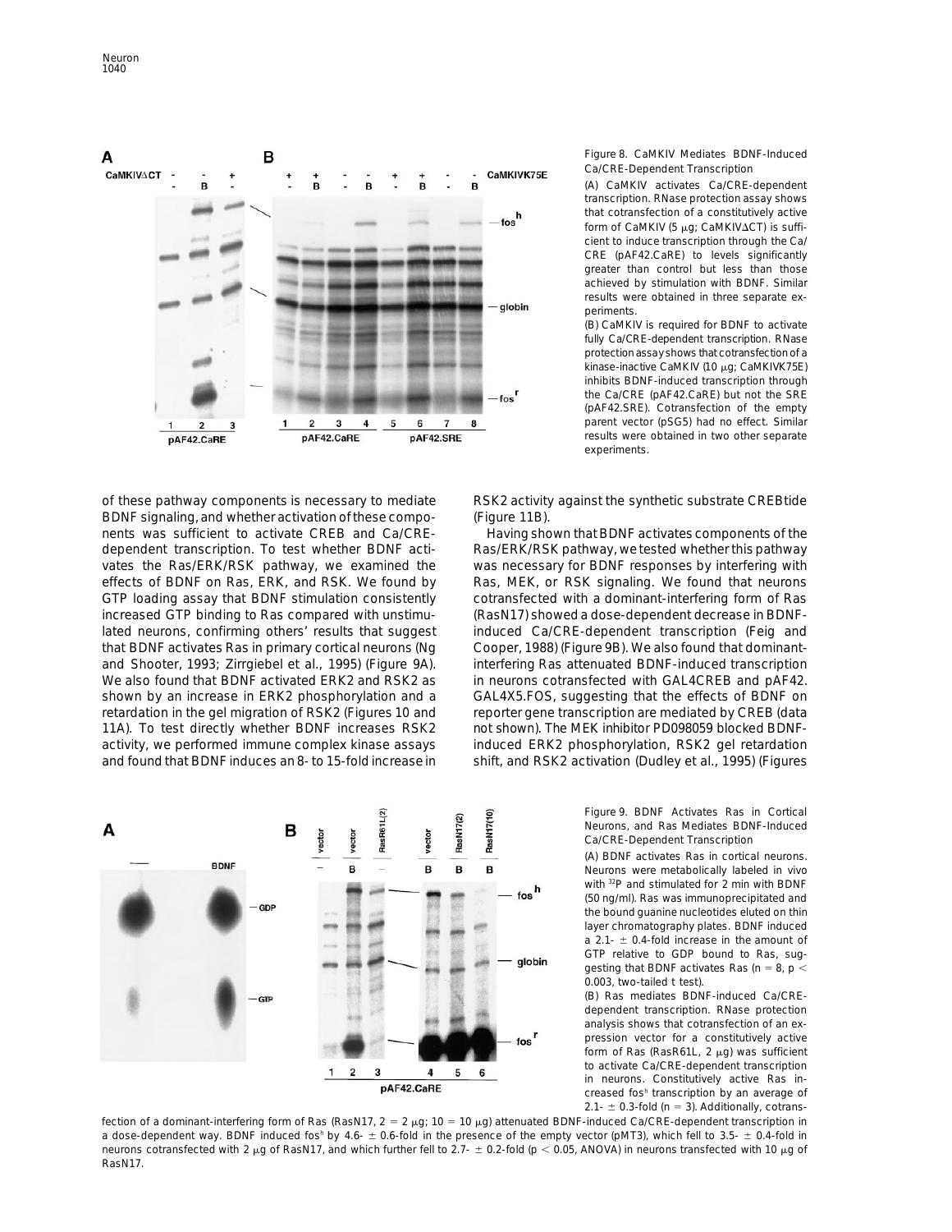A

CaMKIVΔCT - - +

- B -

pAF42.CaRE

1 2 3

B

\+ + - - + + - - CaMKIVK75E

- B - B - B - B

fos[h]

globin

fos[r]

1 2 3 4 5 6 7 8

pAF42.CaRE pAF42.SRE

Figure 8. CaMKIV Mediates BDNF-Induced Ca/CRE-Dependent Transcription

(A) CaMKIV activates Ca/CRE-dependent transcription. RNase protection assay shows that cotransfection of a constitutively active form of CaMKIV (5 μg; CaMKIVΔCT) is sufficient to induce transcription through the Ca/CRE (pAF42.CaRE) to levels significantly greater than control but less than those achieved by stimulation with BDNF. Similar results were obtained in three separate experiments.

(B) CaMKIV is required for BDNF to activate fully Ca/CRE-dependent transcription. RNase protection assay shows that cotransfection of a kinase-inactive CaMKIV (10 μg; CaMKIVK75E) inhibits BDNF-induced transcription through the Ca/CRE (pAF42.CaRE) but not the SRE (pAF42.SRE). Cotransfection of the empty parent vector (pSG5) had no effect. Similar results were obtained in two other separate experiments.

of these pathway components is necessary to mediate BDNF signaling, and whether activation of these components was sufficient to activate CREB and Ca/CRE-dependent transcription. To test whether BDNF activates the Ras/ERK/RSK pathway, we examined the effects of BDNF on Ras, ERK, and RSK. We found by GTP loading assay that BDNF stimulation consistently increased GTP binding to Ras compared with unstimulated neurons, confirming others' results that suggest that BDNF activates Ras in primary cortical neurons (Ng and Shooter, 1993; Zirrgiebel et al., 1995) (Figure 9A). We also found that BDNF activated ERK2 and RSK2 as shown by an increase in ERK2 phosphorylation and a retardation in the gel migration of RSK2 (Figures 10 and 11A). To test directly whether BDNF increases RSK2 activity, we performed immune complex kinase assays and found that BDNF induces an 8- to 15-fold increase in RSK2 activity against the synthetic substrate CREBtide (Figure 11B).

Having shown that BDNF activates components of the Ras/ERK/RSK pathway, we tested whether this pathway was necessary for BDNF responses by interfering with Ras, MEK, or RSK signaling. We found that neurons cotransfected with a dominant-interfering form of Ras (RasN17) showed a dose-dependent decrease in BDNF-induced Ca/CRE-dependent transcription (Feig and Cooper, 1988) (Figure 9B). We also found that dominant-interfering Ras attenuated BDNF-induced transcription in neurons cotransfected with GAL4CREB and pAF42.GAL4X5.FOS, suggesting that the effects of BDNF on reporter gene transcription are mediated by CREB (data not shown). The MEK inhibitor PD098059 blocked BDNF-induced ERK2 phosphorylation, RSK2 gel retardation shift, and RSK2 activation (Dudley et al., 1995) (Figures

A

— BDNF

GDP

GTP

B

vector vector RasR61L(2) vector RasN17(2) RasN17(10)

— B — B B B

fos[h]

globin

fos[r]

1 2 3 4 5 6

pAF42.CaRE

Figure 9. BDNF Activates Ras in Cortical Neurons, and Ras Mediates BDNF-Induced Ca/CRE-Dependent Transcription

(A) BDNF activates Ras in cortical neurons. Neurons were metabolically labeled in vivo with $^{32}P$ and stimulated for 2 min with BDNF (50 ng/ml). Ras was immunoprecipitated and the bound guanine nucleotides eluted on thin layer chromatography plates. BDNF induced a 2.1- ± 0.4-fold increase in the amount of GTP relative to GDP bound to Ras, suggesting that BDNF activates Ras (n = 8, $p < 0.003$, two-tailed t test).

(B) Ras mediates BDNF-induced Ca/CRE-dependent transcription. RNase protection analysis shows that cotransfection of an expression vector for a constitutively active form of Ras (RasR61L, 2 μg) was sufficient to activate Ca/CRE-dependent transcription in neurons. Constitutively active Ras increased fos[h] transcription by an average of 2.1- ± 0.3-fold (n = 3). Additionally, cotransfection of a dominant-interfering form of Ras (RasN17, 2 = 2 μg; 10 = 10 μg) attenuated BDNF-induced Ca/CRE-dependent transcription in a dose-dependent way. BDNF induced fos[h] by 4.6- ± 0.6-fold in the presence of the empty vector (pMT3), which fell to 3.5- ± 0.4-fold in neurons cotransfected with 2 μg of RasN17, and which further fell to 2.7- ± 0.2-fold ($p < 0.05$, ANOVA) in neurons transfected with 10 μg of RasN17.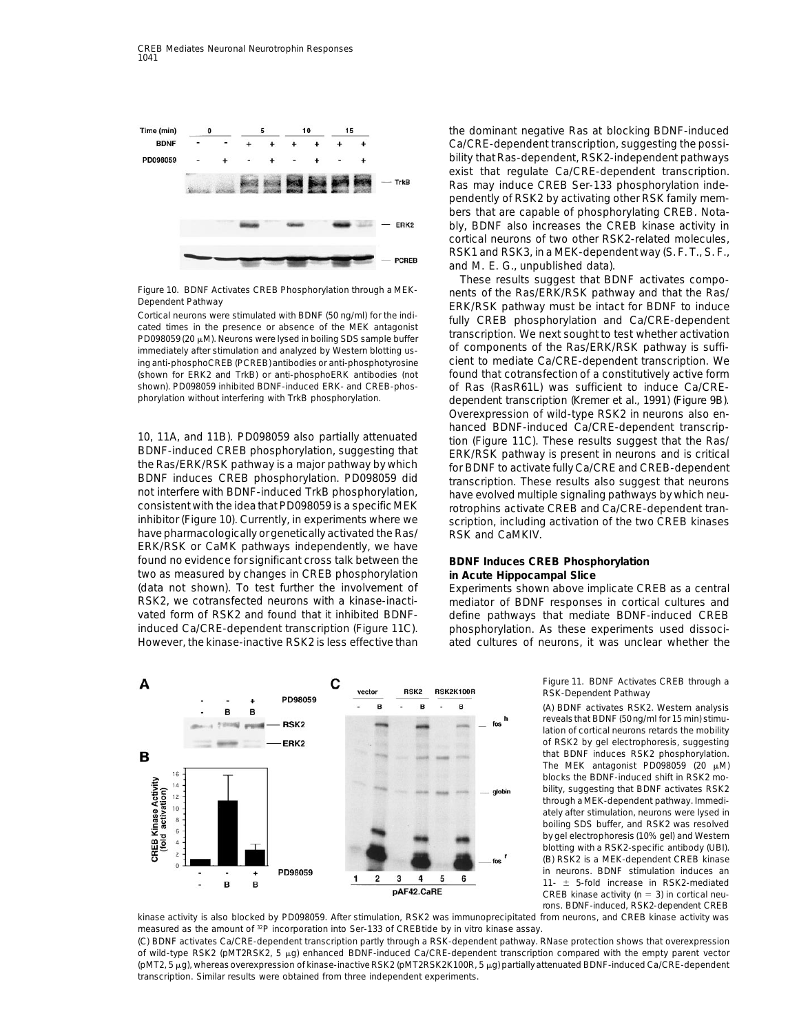Time (min) 0 5 10 15

BDNF - - + + + + + +

PD098059 - + - + - + - +

TrkB

ERK2

PCREB

Figure 10. BDNF Activates CREB Phosphorylation through a MEK-Dependent Pathway

Cortical neurons were stimulated with BDNF (50 ng/ml) for the indicated times in the presence or absence of the MEK antagonist PD098059 (20 μM). Neurons were lysed in boiling SDS sample buffer immediately after stimulation and analyzed by Western blotting using anti-phosphoCREB (PCREB) antibodies or anti-phosphotyrosine (shown for ERK2 and TrkB) or anti-phosphoERK antibodies (not shown). PD098059 inhibited BDNF-induced ERK- and CREB-phosphorylation without interfering with TrkB phosphorylation.

10, 11A, and 11B). PD098059 also partially attenuated BDNF-induced CREB phosphorylation, suggesting that the Ras/ERK/RSK pathway is a major pathway by which BDNF induces CREB phosphorylation. PD098059 did not interfere with BDNF-induced TrkB phosphorylation, consistent with the idea that PD098059 is a specific MEK inhibitor (Figure 10). Currently, in experiments where we have pharmacologically or genetically activated the Ras/ERK/RSK or CaMK pathways independently, we have found no evidence for significant cross talk between the two as measured by changes in CREB phosphorylation (data not shown). To test further the involvement of RSK2, we cotransfected neurons with a kinase-inactivated form of RSK2 and found that it inhibited BDNF-induced Ca/CRE-dependent transcription (Figure 11C). However, the kinase-inactive RSK2 is less effective than the dominant negative Ras at blocking BDNF-induced Ca/CRE-dependent transcription, suggesting the possibility that Ras-dependent, RSK2-independent pathways exist that regulate Ca/CRE-dependent transcription. Ras may induce CREB Ser-133 phosphorylation independently of RSK2 by activating other RSK family members that are capable of phosphorylating CREB. Notably, BDNF also increases the CREB kinase activity in cortical neurons of two other RSK2-related molecules, RSK1 and RSK3, in a MEK-dependent way (S. F. T., S. F., and M. E. G., unpublished data).

These results suggest that BDNF activates components of the Ras/ERK/RSK pathway and that the Ras/ERK/RSK pathway must be intact for BDNF to induce fully CREB phosphorylation and Ca/CRE-dependent transcription. We next sought to test whether activation of components of the Ras/ERK/RSK pathway is sufficient to mediate Ca/CRE-dependent transcription. We found that cotransfection of a constitutively active form of Ras (RasR61L) was sufficient to induce Ca/CRE-dependent transcription (Kremer et al., 1991) (Figure 9B). Overexpression of wild-type RSK2 in neurons also enhanced BDNF-induced Ca/CRE-dependent transcription (Figure 11C). These results suggest that the Ras/ERK/RSK pathway is present in neurons and is critical for BDNF to activate fully Ca/CRE and CREB-dependent transcription. These results also suggest that neurons have evolved multiple signaling pathways by which neurotrophins activate CREB and Ca/CRE-dependent transcription, including activation of the two CREB kinases RSK and CaMKIV.

### BDNF Induces CREB Phosphorylation in Acute Hippocampal Slice

Experiments shown above implicate CREB as a central mediator of BDNF responses in cortical cultures and define pathways that mediate BDNF-induced CREB phosphorylation. As these experiments used dissociated cultures of neurons, it was unclear whether the

A

PD98059: - - +

- B B

RSK2

ERK2

B

CREB Kinase Activity (fold activation)

0 2 4 6 8 10 12 14 16

PD98059: - - +

- B B

C

vector RSK2 RSK2K100R

- B - B - B

fos^h

globin

fos^r

1 2 3 4 5 6

pAF42.CaRE

Figure 11. BDNF Activates CREB through a RSK-Dependent Pathway

(A) BDNF activates RSK2. Western analysis reveals that BDNF (50 ng/ml for 15 min) stimulation of cortical neurons retards the mobility of RSK2 by gel electrophoresis, suggesting that BDNF induces RSK2 phosphorylation. The MEK antagonist PD098059 (20 μM) blocks the BDNF-induced shift in RSK2 mobility, suggesting that BDNF activates RSK2 through a MEK-dependent pathway. Immediately after stimulation, neurons were lysed in boiling SDS buffer, and RSK2 was resolved by gel electrophoresis (10% gel) and Western blotting with a RSK2-specific antibody (UBI).

(B) RSK2 is a MEK-dependent CREB kinase in neurons. BDNF stimulation induces an 11- ± 5-fold increase in RSK2-mediated CREB kinase activity (n = 3) in cortical neurons. BDNF-induced, RSK2-dependent CREB kinase activity is also blocked by PD098059. After stimulation, RSK2 was immunoprecipitated from neurons, and CREB kinase activity was measured as the amount of $^{32}P$ incorporation into Ser-133 of CREBtide by in vitro kinase assay.

(C) BDNF activates Ca/CRE-dependent transcription partly through a RSK-dependent pathway. RNase protection shows that overexpression of wild-type RSK2 (pMT2RSK2, 5 μg) enhanced BDNF-induced Ca/CRE-dependent transcription compared with the empty parent vector (pMT2, 5 μg), whereas overexpression of kinase-inactive RSK2 (pMT2RSK2K100R, 5 μg) partially attenuated BDNF-induced Ca/CRE-dependent transcription. Similar results were obtained from three independent experiments.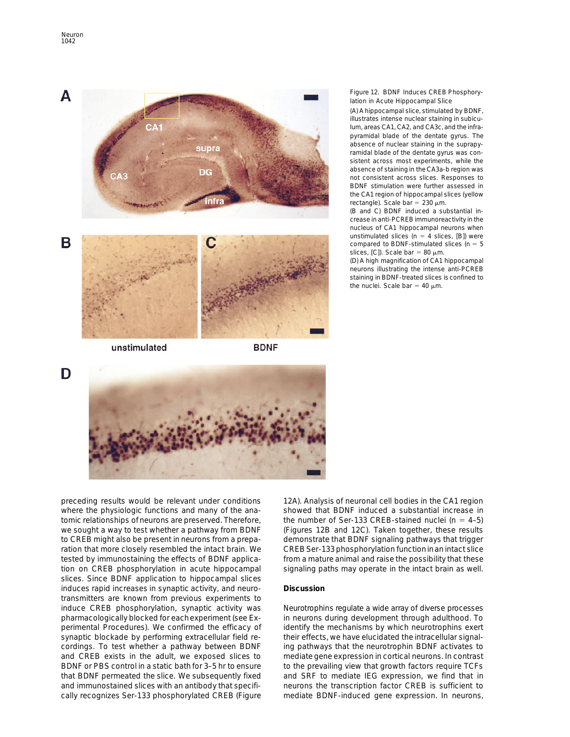A

CA1

supra

CA3

DG

infra

B

C

unstimulated

BDNF

D

Figure 12. BDNF Induces CREB Phosphorylation in Acute Hippocampal Slice

(A) A hippocampal slice, stimulated by BDNF, illustrates intense nuclear staining in subiculum, areas CA1, CA2, and CA3c, and the infrapyramidal blade of the dentate gyrus. The absence of nuclear staining in the suprapyramidal blade of the dentate gyrus was consistent across most experiments, while the absence of staining in the CA3a-b region was not consistent across slices. Responses to BDNF stimulation were further assessed in the CA1 region of hippocampal slices (yellow rectangle). Scale bar = 230 μm.

(B and C) BDNF induced a substantial increase in anti-PCREB immunoreactivity in the nucleus of CA1 hippocampal neurons when unstimulated slices (n = 4 slices, [B]) were compared to BDNF-stimulated slices (n = 5 slices, [C]). Scale bar = 80 μm.

(D) A high magnification of CA1 hippocampal neurons illustrating the intense anti-PCREB staining in BDNF-treated slices is confined to the nuclei. Scale bar = 40 μm.

preceding results would be relevant under conditions where the physiologic functions and many of the anatomic relationships of neurons are preserved. Therefore, we sought a way to test whether a pathway from BDNF to CREB might also be present in neurons from a preparation that more closely resembled the intact brain. We tested by immunostaining the effects of BDNF application on CREB phosphorylation in acute hippocampal slices. Since BDNF application to hippocampal slices induces rapid increases in synaptic activity, and neurotransmitters are known from previous experiments to induce CREB phosphorylation, synaptic activity was pharmacologically blocked for each experiment (see Experimental Procedures). We confirmed the efficacy of synaptic blockade by performing extracellular field recordings. To test whether a pathway between BDNF and CREB exists in the adult, we exposed slices to BDNF or PBS control in a static bath for 3–5 hr to ensure that BDNF permeated the slice. We subsequently fixed and immunostained slices with an antibody that specifically recognizes Ser-133 phosphorylated CREB (Figure 12A). Analysis of neuronal cell bodies in the CA1 region showed that BDNF induced a substantial increase in the number of Ser-133 CREB-stained nuclei (n = 4–5) (Figures 12B and 12C). Taken together, these results demonstrate that BDNF signaling pathways that trigger CREB Ser-133 phosphorylation function in an intact slice from a mature animal and raise the possibility that these signaling paths may operate in the intact brain as well.

## Discussion

Neurotrophins regulate a wide array of diverse processes in neurons during development through adulthood. To identify the mechanisms by which neurotrophins exert their effects, we have elucidated the intracellular signaling pathways that the neurotrophin BDNF activates to mediate gene expression in cortical neurons. In contrast to the prevailing view that growth factors require TCFs and SRF to mediate IEG expression, we find that in neurons the transcription factor CREB is sufficient to mediate BDNF-induced gene expression. In neurons,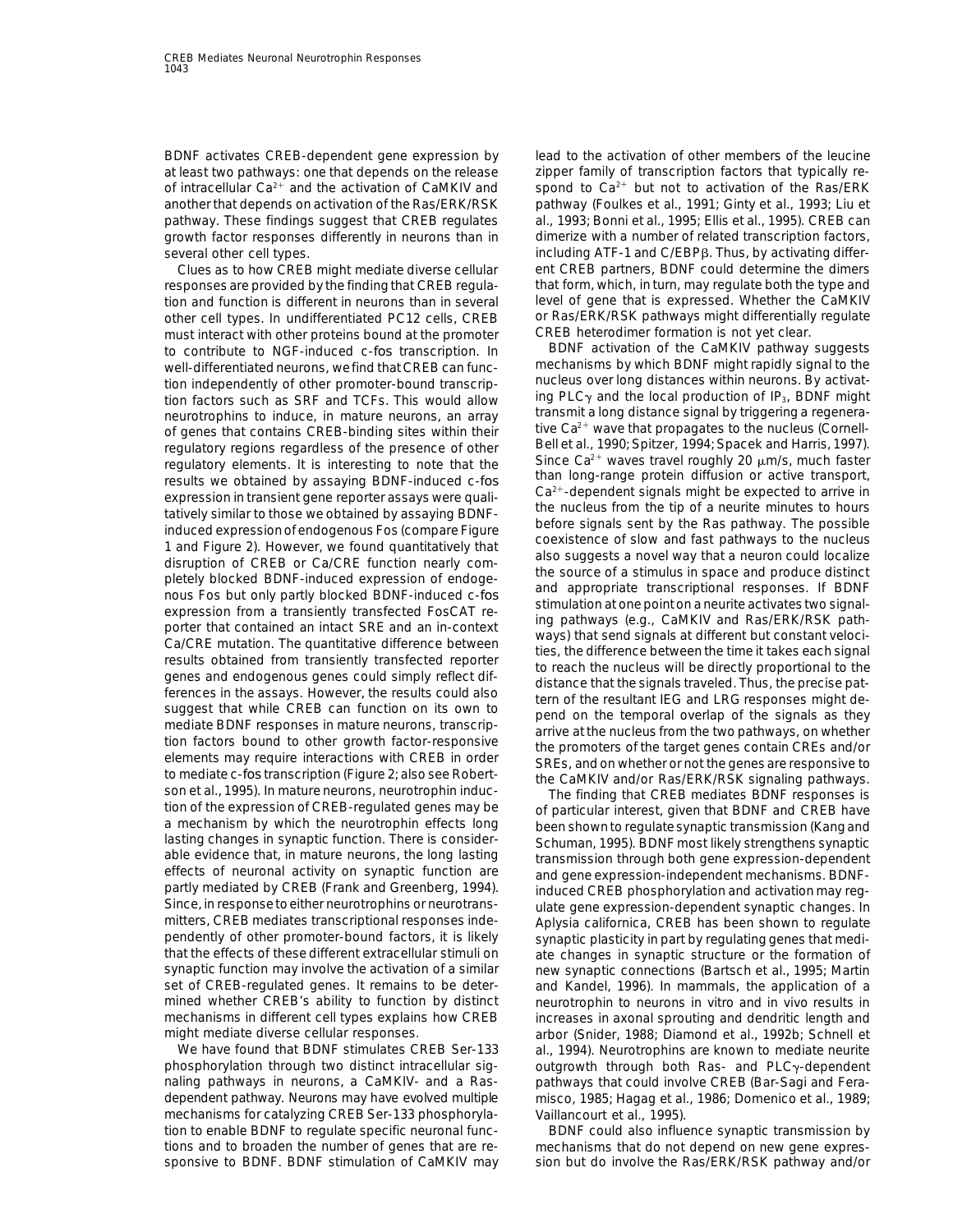BDNF activates CREB-dependent gene expression by at least two pathways: one that depends on the release of intracellular $Ca^{2+}$ and the activation of CaMKIV and another that depends on activation of the Ras/ERK/RSK pathway. These findings suggest that CREB regulates growth factor responses differently in neurons than in several other cell types.

Clues as to how CREB might mediate diverse cellular responses are provided by the finding that CREB regulation and function is different in neurons than in several other cell types. In undifferentiated PC12 cells, CREB must interact with other proteins bound at the promoter to contribute to NGF-induced c-*fos* transcription. In well-differentiated neurons, we find that CREB can function independently of other promoter-bound transcription factors such as SRF and TCFs. This would allow neurotrophins to induce, in mature neurons, an array of genes that contains CREB-binding sites within their regulatory regions regardless of the presence of other regulatory elements. It is interesting to note that the results we obtained by assaying BDNF-induced c-*fos* expression in transient gene reporter assays were qualitatively similar to those we obtained by assaying BDNF-induced expression of endogenous Fos (compare Figure 1 and Figure 2). However, we found quantitatively that disruption of CREB or Ca/CRE function nearly completely blocked BDNF-induced expression of endogenous Fos but only partly blocked BDNF-induced c-*fos* expression from a transiently transfected FosCAT reporter that contained an intact SRE and an in-context Ca/CRE mutation. The quantitative difference between results obtained from transiently transfected reporter genes and endogenous genes could simply reflect differences in the assays. However, the results could also suggest that while CREB can function on its own to mediate BDNF responses in mature neurons, transcription factors bound to other growth factor-responsive elements may require interactions with CREB in order to mediate c-*fos* transcription (Figure 2; also see Robertson et al., 1995). In mature neurons, neurotrophin induction of the expression of CREB-regulated genes may be a mechanism by which the neurotrophin effects long lasting changes in synaptic function. There is considerable evidence that, in mature neurons, the long lasting effects of neuronal activity on synaptic function are partly mediated by CREB (Frank and Greenberg, 1994). Since, in response to either neurotrophins or neurotransmitters, CREB mediates transcriptional responses independently of other promoter-bound factors, it is likely that the effects of these different extracellular stimuli on synaptic function may involve the activation of a similar set of CREB-regulated genes. It remains to be determined whether CREB's ability to function by distinct mechanisms in different cell types explains how CREB might mediate diverse cellular responses.

We have found that BDNF stimulates CREB Ser-133 phosphorylation through two distinct intracellular signaling pathways in neurons, a CaMKIV- and a Ras-dependent pathway. Neurons may have evolved multiple mechanisms for catalyzing CREB Ser-133 phosphorylation to enable BDNF to regulate specific neuronal functions and to broaden the number of genes that are responsive to BDNF. BDNF stimulation of CaMKIV may lead to the activation of other members of the leucine zipper family of transcription factors that typically respond to $Ca^{2+}$ but not to activation of the Ras/ERK pathway (Foulkes et al., 1991; Ginty et al., 1993; Liu et al., 1993; Bonni et al., 1995; Ellis et al., 1995). CREB can dimerize with a number of related transcription factors, including ATF-1 and C/EBPβ. Thus, by activating different CREB partners, BDNF could determine the dimers that form, which, in turn, may regulate both the type and level of gene that is expressed. Whether the CaMKIV or Ras/ERK/RSK pathways might differentially regulate CREB heterodimer formation is not yet clear.

BDNF activation of the CaMKIV pathway suggests mechanisms by which BDNF might rapidly signal to the nucleus over long distances within neurons. By activating PLCγ and the local production of $IP_3$, BDNF might transmit a long distance signal by triggering a regenerative $Ca^{2+}$ wave that propagates to the nucleus (Cornell-Bell et al., 1990; Spitzer, 1994; Spacek and Harris, 1997). Since $Ca^{2+}$ waves travel roughly 20 μm/s, much faster than long-range protein diffusion or active transport, $Ca^{2+}$-dependent signals might be expected to arrive in the nucleus from the tip of a neurite minutes to hours before signals sent by the Ras pathway. The possible coexistence of slow and fast pathways to the nucleus also suggests a novel way that a neuron could localize the source of a stimulus in space and produce distinct and appropriate transcriptional responses. If BDNF stimulation at one point on a neurite activates two signaling pathways (e.g., CaMKIV and Ras/ERK/RSK pathways) that send signals at different but constant velocities, the difference between the time it takes each signal to reach the nucleus will be directly proportional to the distance that the signals traveled. Thus, the precise pattern of the resultant IEG and LRG responses might depend on the temporal overlap of the signals as they arrive at the nucleus from the two pathways, on whether the promoters of the target genes contain CREs and/or SREs, and on whether or not the genes are responsive to the CaMKIV and/or Ras/ERK/RSK signaling pathways.

The finding that CREB mediates BDNF responses is of particular interest, given that BDNF and CREB have been shown to regulate synaptic transmission (Kang and Schuman, 1995). BDNF most likely strengthens synaptic transmission through both gene expression-dependent and gene expression-independent mechanisms. BDNF-induced CREB phosphorylation and activation may regulate gene expression-dependent synaptic changes. In *Aplysia californica*, CREB has been shown to regulate synaptic plasticity in part by regulating genes that mediate changes in synaptic structure or the formation of new synaptic connections (Bartsch et al., 1995; Martin and Kandel, 1996). In mammals, the application of a neurotrophin to neurons in vitro and in vivo results in increases in axonal sprouting and dendritic length and arbor (Snider, 1988; Diamond et al., 1992b; Schnell et al., 1994). Neurotrophins are known to mediate neurite outgrowth through both Ras- and PLCγ-dependent pathways that could involve CREB (Bar-Sagi and Feramisco, 1985; Hagag et al., 1986; Domenico et al., 1989; Vaillancourt et al., 1995).

BDNF could also influence synaptic transmission by mechanisms that do not depend on new gene expression but do involve the Ras/ERK/RSK pathway and/or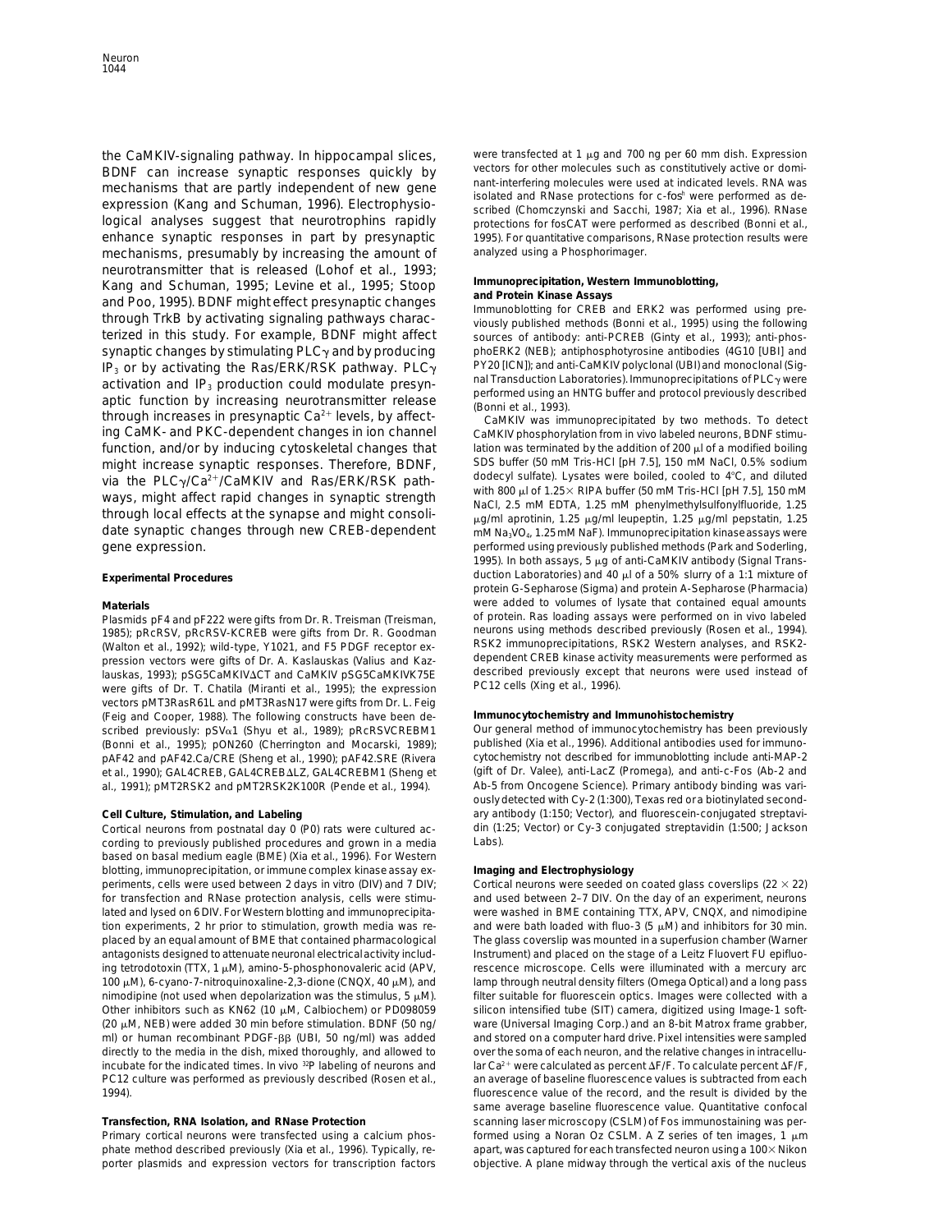the CaMKIV-signaling pathway. In hippocampal slices, BDNF can increase synaptic responses quickly by mechanisms that are partly independent of new gene expression (Kang and Schuman, 1996). Electrophysiological analyses suggest that neurotrophins rapidly enhance synaptic responses in part by presynaptic mechanisms, presumably by increasing the amount of neurotransmitter that is released (Lohof et al., 1993; Kang and Schuman, 1995; Levine et al., 1995; Stoop and Poo, 1995). BDNF might effect presynaptic changes through TrkB by activating signaling pathways characterized in this study. For example, BDNF might affect synaptic changes by stimulating PLCγ and by producing $IP_3$ or by activating the Ras/ERK/RSK pathway. PLCγ activation and $IP_3$ production could modulate presynaptic function by increasing neurotransmitter release through increases in presynaptic $Ca^{2+}$ levels, by affecting CaMK- and PKC-dependent changes in ion channel function, and/or by inducing cytoskeletal changes that might increase synaptic responses. Therefore, BDNF, via the PLCγ/$Ca^{2+}$/CaMKIV and Ras/ERK/RSK pathways, might affect rapid changes in synaptic strength through local effects at the synapse and might consolidate synaptic changes through new CREB-dependent gene expression.

## Experimental Procedures

### Materials

Plasmids pF4 and pF222 were gifts from Dr. R. Treisman (Treisman, 1985); pRcRSV, pRcRSV-KCREB were gifts from Dr. R. Goodman (Walton et al., 1992); wild-type, Y1021, and F5 PDGF receptor expression vectors were gifts of Dr. A. Kaslauskas (Valius and Kazlauskas, 1993); pSG5CaMKIVΔCT and CaMKIV pSG5CaMKIVK75E were gifts of Dr. T. Chatila (Miranti et al., 1995); the expression vectors pMT3RasR61L and pMT3RasN17 were gifts from Dr. L. Feig (Feig and Cooper, 1988). The following constructs have been described previously: pSVα1 (Shyu et al., 1989); pRcRSVCREBM1 (Bonni et al., 1995); pON260 (Cherrington and Mocarski, 1989); pAF42 and pAF42.Ca/CRE (Sheng et al., 1990); pAF42.SRE (Rivera et al., 1990); GAL4CREB, GAL4CREBΔLZ, GAL4CREBM1 (Sheng et al., 1991); pMT2RSK2 and pMT2RSK2K100R (Pende et al., 1994).

### Cell Culture, Stimulation, and Labeling

Cortical neurons from postnatal day 0 (P0) rats were cultured according to previously published procedures and grown in a media based on basal medium eagle (BME) (Xia et al., 1996). For Western blotting, immunoprecipitation, or immune complex kinase assay experiments, cells were used between 2 days in vitro (DIV) and 7 DIV; for transfection and RNase protection analysis, cells were stimulated and lysed on 6 DIV. For Western blotting and immunoprecipitation experiments, 2 hr prior to stimulation, growth media was replaced by an equal amount of BME that contained pharmacological antagonists designed to attenuate neuronal electrical activity including tetrodotoxin (TTX, 1 μM), amino-5-phosphonovaleric acid (APV, 100 μM), 6-cyano-7-nitroquinoxaline-2,3-dione (CNQX, 40 μM), and nimodipine (not used when depolarization was the stimulus, 5 μM). Other inhibitors such as KN62 (10 μM, Calbiochem) or PD098059 (20 μM, NEB) were added 30 min before stimulation. BDNF (50 ng/ml) or human recombinant PDGF-ββ (UBI, 50 ng/ml) was added directly to the media in the dish, mixed thoroughly, and allowed to incubate for the indicated times. In vivo $^{32}P$ labeling of neurons and PC12 culture was performed as previously described (Rosen et al., 1994).

### Transfection, RNA Isolation, and RNase Protection

Primary cortical neurons were transfected using a calcium phosphate method described previously (Xia et al., 1996). Typically, reporter plasmids and expression vectors for transcription factors were transfected at 1 μg and 700 ng per 60 mm dish. Expression vectors for other molecules such as constitutively active or dominant-interfering molecules were used at indicated levels. RNA was isolated and RNase protections for c-fos[h] were performed as described (Chomczynski and Sacchi, 1987; Xia et al., 1996). RNase protections for fosCAT were performed as described (Bonni et al., 1995). For quantitative comparisons, RNase protection results were analyzed using a Phosphorimager.

### Immunoprecipitation, Western Immunoblotting, and Protein Kinase Assays

Immunoblotting for CREB and ERK2 was performed using previously published methods (Bonni et al., 1995) using the following sources of antibody: anti-PCREB (Ginty et al., 1993); anti-phosphoERK2 (NEB); antiphosphotyrosine antibodies (4G10 [UBI] and PY20 [ICN]); and anti-CaMKIV polyclonal (UBI) and monoclonal (Signal Transduction Laboratories). Immunoprecipitations of PLCγ were performed using an HNTG buffer and protocol previously described (Bonni et al., 1993).

CaMKIV was immunoprecipitated by two methods. To detect CaMKIV phosphorylation from in vivo labeled neurons, BDNF stimulation was terminated by the addition of 200 μl of a modified boiling SDS buffer (50 mM Tris-HCl [pH 7.5], 150 mM NaCl, 0.5% sodium dodecyl sulfate). Lysates were boiled, cooled to 4°C, and diluted with 800 μl of 1.25× RIPA buffer (50 mM Tris-HCl [pH 7.5], 150 mM NaCl, 2.5 mM EDTA, 1.25 mM phenylmethylsulfonylfluoride, 1.25 μg/ml aprotinin, 1.25 μg/ml leupeptin, 1.25 μg/ml pepstatin, 1.25 mM $Na_3VO_4$, 1.25 mM NaF). Immunoprecipitation kinase assays were performed using previously published methods (Park and Soderling, 1995). In both assays, 5 μg of anti-CaMKIV antibody (Signal Transduction Laboratories) and 40 μl of a 50% slurry of a 1:1 mixture of protein G-Sepharose (Sigma) and protein A-Sepharose (Pharmacia) were added to volumes of lysate that contained equal amounts of protein. Ras loading assays were performed on in vivo labeled neurons using methods described previously (Rosen et al., 1994). RSK2 immunoprecipitations, RSK2 Western analyses, and RSK2-dependent CREB kinase activity measurements were performed as described previously except that neurons were used instead of PC12 cells (Xing et al., 1996).

### Immunocytochemistry and Immunohistochemistry

Our general method of immunocytochemistry has been previously published (Xia et al., 1996). Additional antibodies used for immunocytochemistry not described for immunoblotting include anti-MAP-2 (gift of Dr. Valee), anti-LacZ (Promega), and anti-c-Fos (Ab-2 and Ab-5 from Oncogene Science). Primary antibody binding was variously detected with Cy-2 (1:300), Texas red or a biotinylated secondary antibody (1:150; Vector), and fluorescein-conjugated streptavidin (1:25; Vector) or Cy-3 conjugated streptavidin (1:500; Jackson Labs).

### Imaging and Electrophysiology

Cortical neurons were seeded on coated glass coverslips (22 × 22) and used between 2–7 DIV. On the day of an experiment, neurons were washed in BME containing TTX, APV, CNQX, and nimodipine and were bath loaded with fluo-3 (5 μM) and inhibitors for 30 min. The glass coverslip was mounted in a superfusion chamber (Warner Instrument) and placed on the stage of a Leitz Fluovert FU epifluorescence microscope. Cells were illuminated with a mercury arc lamp through neutral density filters (Omega Optical) and a long pass filter suitable for fluorescein optics. Images were collected with a silicon intensified tube (SIT) camera, digitized using Image-1 software (Universal Imaging Corp.) and an 8-bit Matrox frame grabber, and stored on a computer hard drive. Pixel intensities were sampled over the soma of each neuron, and the relative changes in intracellular $Ca^{2+}$ were calculated as percent ΔF/F. To calculate percent ΔF/F, an average of baseline fluorescence values is subtracted from each fluorescence value of the record, and the result is divided by the same average baseline fluorescence value. Quantitative confocal scanning laser microscopy (CSLM) of Fos immunostaining was performed using a Noran Oz CSLM. A Z series of ten images, 1 μm apart, was captured for each transfected neuron using a 100× Nikon objective. A plane midway through the vertical axis of the nucleus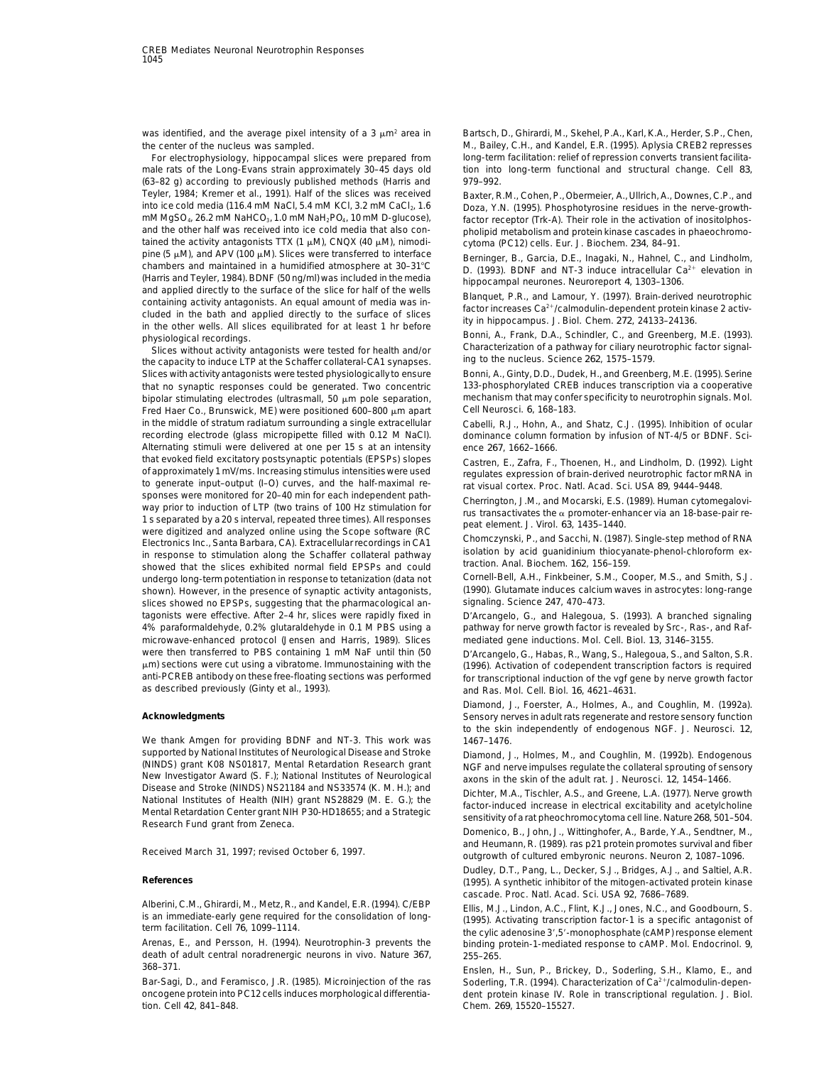was identified, and the average pixel intensity of a 3 μm$^2$ area in the center of the nucleus was sampled.

For electrophysiology, hippocampal slices were prepared from male rats of the Long-Evans strain approximately 30–45 days old (63–82 g) according to previously published methods (Harris and Teyler, 1984; Kremer et al., 1991). Half of the slices was received into ice cold media (116.4 mM NaCl, 5.4 mM KCl, 3.2 mM $CaCl_2$, 1.6 mM $MgSO_4$, 26.2 mM $NaHCO_3$, 1.0 mM $NaH_2PO_4$, 10 mM D-glucose), and the other half was received into ice cold media that also contained the activity antagonists TTX (1 μM), CNQX (40 μM), nimodipine (5 μM), and APV (100 μM). Slices were transferred to interface chambers and maintained in a humidified atmosphere at 30–31°C (Harris and Teyler, 1984). BDNF (50 ng/ml) was included in the media and applied directly to the surface of the slice for half of the wells containing activity antagonists. An equal amount of media was included in the bath and applied directly to the surface of slices in the other wells. All slices equilibrated for at least 1 hr before physiological recordings.

Slices without activity antagonists were tested for health and/or the capacity to induce LTP at the Schaffer collateral-CA1 synapses. Slices with activity antagonists were tested physiologically to ensure that no synaptic responses could be generated. Two concentric bipolar stimulating electrodes (ultrasmall, 50 μm pole separation, Fred Haer Co., Brunswick, ME) were positioned 600–800 μm apart in the middle of stratum radiatum surrounding a single extracellular recording electrode (glass micropipette filled with 0.12 M NaCl). Alternating stimuli were delivered at one per 15 s at an intensity that evoked field excitatory postsynaptic potentials (EPSPs) slopes of approximately 1 mV/ms. Increasing stimulus intensities were used to generate input–output (I–O) curves, and the half-maximal responses were monitored for 20–40 min for each independent pathway prior to induction of LTP (two trains of 100 Hz stimulation for 1 s separated by a 20 s interval, repeated three times). All responses were digitized and analyzed online using the Scope software (RC Electronics Inc., Santa Barbara, CA). Extracellular recordings in CA1 in response to stimulation along the Schaffer collateral pathway showed that the slices exhibited normal field EPSPs and could undergo long-term potentiation in response to tetanization (data not shown). However, in the presence of synaptic activity antagonists, slices showed no EPSPs, suggesting that the pharmacological antagonists were effective. After 2–4 hr, slices were rapidly fixed in 4% paraformaldehyde, 0.2% glutaraldehyde in 0.1 M PBS using a microwave-enhanced protocol (Jensen and Harris, 1989). Slices were then transferred to PBS containing 1 mM NaF until thin (50 μm) sections were cut using a vibratome. Immunostaining with the anti-PCREB antibody on these free-floating sections was performed as described previously (Ginty et al., 1993).

## Acknowledgments

We thank Amgen for providing BDNF and NT-3. This work was supported by National Institutes of Neurological Disease and Stroke (NINDS) grant K08 NS01817, Mental Retardation Research grant New Investigator Award (S. F.); National Institutes of Neurological Disease and Stroke (NINDS) NS21184 and NS33574 (K. M. H.); and National Institutes of Health (NIH) grant NS28829 (M. E. G.); the Mental Retardation Center grant NIH P30-HD18655; and a Strategic Research Fund grant from Zeneca.

Received March 31, 1997; revised October 6, 1997.

## References

Alberini, C.M., Ghirardi, M., Metz, R., and Kandel, E.R. (1994). C/EBP is an immediate-early gene required for the consolidation of long-term facilitation. Cell *76*, 1099–1114.

Arenas, E., and Persson, H. (1994). Neurotrophin-3 prevents the death of adult central noradrenergic neurons in vivo. Nature *367*, 368–371.

Bar-Sagi, D., and Feramisco, J.R. (1985). Microinjection of the ras oncogene protein into PC12 cells induces morphological differentiation. Cell *42*, 841–848.

Bartsch, D., Ghirardi, M., Skehel, P.A., Karl, K.A., Herder, S.P., Chen, M., Bailey, C.H., and Kandel, E.R. (1995). Aplysia CREB2 represses long-term facilitation: relief of repression converts transient facilitation into long-term functional and structural change. Cell *83*, 979–992.

Baxter, R.M., Cohen, P., Obermeier, A., Ullrich, A., Downes, C.P., and Doza, Y.N. (1995). Phosphotyrosine residues in the nerve-growth-factor receptor (Trk-A). Their role in the activation of inositolphospholipid metabolism and protein kinase cascades in phaeochromocytoma (PC12) cells. Eur. J. Biochem. *234*, 84–91.

Berninger, B., Garcia, D.E., Inagaki, N., Hahnel, C., and Lindholm, D. (1993). BDNF and NT-3 induce intracellular $Ca^{2+}$ elevation in hippocampal neurones. Neuroreport *4*, 1303–1306.

Blanquet, P.R., and Lamour, Y. (1997). Brain-derived neurotrophic factor increases $Ca^{2+}$/calmodulin-dependent protein kinase 2 activity in hippocampus. J. Biol. Chem. *272*, 24133–24136.

Bonni, A., Frank, D.A., Schindler, C., and Greenberg, M.E. (1993). Characterization of a pathway for ciliary neurotrophic factor signaling to the nucleus. Science *262*, 1575–1579.

Bonni, A., Ginty, D.D., Dudek, H., and Greenberg, M.E. (1995). Serine 133-phosphorylated CREB induces transcription via a cooperative mechanism that may confer specificity to neurotrophin signals. Mol. Cell Neurosci. *6*, 168–183.

Cabelli, R.J., Hohn, A., and Shatz, C.J. (1995). Inhibition of ocular dominance column formation by infusion of NT-4/5 or BDNF. Science *267*, 1662–1666.

Castren, E., Zafra, F., Thoenen, H., and Lindholm, D. (1992). Light regulates expression of brain-derived neurotrophic factor mRNA in rat visual cortex. Proc. Natl. Acad. Sci. USA *89*, 9444–9448.

Cherrington, J.M., and Mocarski, E.S. (1989). Human cytomegalovirus transactivates the α promoter-enhancer via an 18-base-pair repeat element. J. Virol. *63*, 1435–1440.

Chomczynski, P., and Sacchi, N. (1987). Single-step method of RNA isolation by acid guanidinium thiocyanate-phenol-chloroform extraction. Anal. Biochem. *162*, 156–159.

Cornell-Bell, A.H., Finkbeiner, S.M., Cooper, M.S., and Smith, S.J. (1990). Glutamate induces calcium waves in astrocytes: long-range signaling. Science *247*, 470–473.

D'Arcangelo, G., and Halegoua, S. (1993). A branched signaling pathway for nerve growth factor is revealed by Src-, Ras-, and Raf-mediated gene inductions. Mol. Cell. Biol. *13*, 3146–3155.

D'Arcangelo, G., Habas, R., Wang, S., Halegoua, S., and Salton, S.R. (1996). Activation of codependent transcription factors is required for transcriptional induction of the vgf gene by nerve growth factor and Ras. Mol. Cell. Biol. *16*, 4621–4631.

Diamond, J., Foerster, A., Holmes, A., and Coughlin, M. (1992a). Sensory nerves in adult rats regenerate and restore sensory function to the skin independently of endogenous NGF. J. Neurosci. *12*, 1467–1476.

Diamond, J., Holmes, M., and Coughlin, M. (1992b). Endogenous NGF and nerve impulses regulate the collateral sprouting of sensory axons in the skin of the adult rat. J. Neurosci. *12*, 1454–1466.

Dichter, M.A., Tischler, A.S., and Greene, L.A. (1977). Nerve growth factor-induced increase in electrical excitability and acetylcholine sensitivity of a rat pheochromocytoma cell line. Nature *268*, 501–504.

Domenico, B., John, J., Wittinghofer, A., Barde, Y.A., Sendtner, M., and Heumann, R. (1989). ras p21 protein promotes survival and fiber outgrowth of cultured embryonic neurons. Neuron *2*, 1087–1096.

Dudley, D.T., Pang, L., Decker, S.J., Bridges, A.J., and Saltiel, A.R. (1995). A synthetic inhibitor of the mitogen-activated protein kinase cascade. Proc. Natl. Acad. Sci. USA *92*, 7686–7689.

Ellis, M.J., Lindon, A.C., Flint, K.J., Jones, N.C., and Goodbourn, S. (1995). Activating transcription factor-1 is a specific antagonist of the cylic adenosine 3′,5′-monophosphate (cAMP) response element binding protein-1-mediated response to cAMP. Mol. Endocrinol. *9*, 255–265.

Enslen, H., Sun, P., Brickey, D., Soderling, S.H., Klamo, E., and Soderling, T.R. (1994). Characterization of $Ca^{2+}$/calmodulin-dependent protein kinase IV. Role in transcriptional regulation. J. Biol. Chem. *269*, 15520–15527.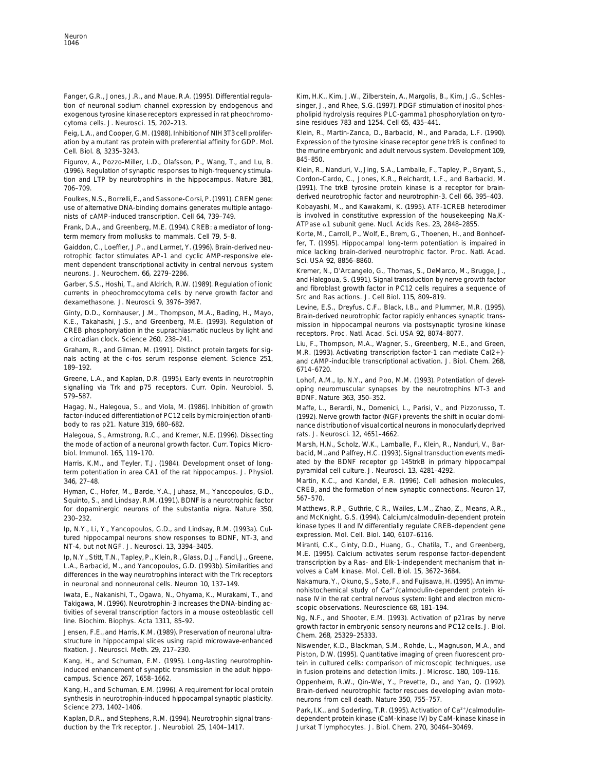Fanger, G.R., Jones, J.R., and Maue, R.A. (1995). Differential regulation of neuronal sodium channel expression by endogenous and exogenous tyrosine kinase receptors expressed in rat pheochromocytoma cells. J. Neurosci. *15*, 202–213.

Feig, L.A., and Cooper, G.M. (1988). Inhibition of NIH 3T3 cell proliferation by a mutant ras protein with preferential affinity for GDP. Mol. Cell. Biol. *8*, 3235–3243.

Figurov, A., Pozzo-Miller, L.D., Olafsson, P., Wang, T., and Lu, B. (1996). Regulation of synaptic responses to high-frequency stimulation and LTP by neurotrophins in the hippocampus. Nature *381*, 706–709.

Foulkes, N.S., Borrelli, E., and Sassone-Corsi, P. (1991). CREM gene: use of alternative DNA-binding domains generates multiple antagonists of cAMP-induced transcription. Cell *64*, 739–749.

Frank, D.A., and Greenberg, M.E. (1994). CREB: a mediator of long-term memory from mollusks to mammals. Cell *79*, 5–8.

Gaiddon, C., Loeffler, J.P., and Larmet, Y. (1996). Brain-derived neurotrophic factor stimulates AP-1 and cyclic AMP-responsive element dependent transcriptional activity in central nervous system neurons. J. Neurochem. *66*, 2279–2286.

Garber, S.S., Hoshi, T., and Aldrich, R.W. (1989). Regulation of ionic currents in pheochromocytoma cells by nerve growth factor and dexamethasone. J. Neurosci. *9*, 3976–3987.

Ginty, D.D., Kornhauser, J.M., Thompson, M.A., Bading, H., Mayo, K.E., Takahashi, J.S., and Greenberg, M.E. (1993). Regulation of CREB phosphorylation in the suprachiasmatic nucleus by light and a circadian clock. Science *260*, 238–241.

Graham, R., and Gilman, M. (1991). Distinct protein targets for signals acting at the c-fos serum response element. Science *251*, 189–192.

Greene, L.A., and Kaplan, D.R. (1995). Early events in neurotrophin signalling via Trk and p75 receptors. Curr. Opin. Neurobiol. *5*, 579–587.

Hagag, N., Halegoua, S., and Viola, M. (1986). Inhibition of growth factor-induced differentiation of PC12 cells by microinjection of antibody to ras p21. Nature *319*, 680–682.

Halegoua, S., Armstrong, R.C., and Kremer, N.E. (1996). Dissecting the mode of action of a neuronal growth factor. Curr. Topics Microbiol. Immunol. *165*, 119–170.

Harris, K.M., and Teyler, T.J. (1984). Development onset of long-term potentiation in area CA1 of the rat hippocampus. J. Physiol. *346*, 27–48.

Hyman, C., Hofer, M., Barde, Y.A., Juhasz, M., Yancopoulos, G.D., Squinto, S., and Lindsay, R.M. (1991). BDNF is a neurotrophic factor for dopaminergic neurons of the substantia nigra. Nature *350*, 230–232.

Ip, N.Y., Li, Y., Yancopoulos, G.D., and Lindsay, R.M. (1993a). Cultured hippocampal neurons show responses to BDNF, NT-3, and NT-4, but not NGF. J. Neurosci. *13*, 3394–3405.

Ip, N.Y., Stitt, T.N., Tapley, P., Klein, R., Glass, D.J., Fandl, J., Greene, L.A., Barbacid, M., and Yancopoulos, G.D. (1993b). Similarities and differences in the way neurotrophins interact with the Trk receptors in neuronal and nonneuronal cells. Neuron *10*, 137–149.

Iwata, E., Nakanishi, T., Ogawa, N., Ohyama, K., Murakami, T., and Takigawa, M. (1996). Neurotrophin-3 increases the DNA-binding activities of several transcription factors in a mouse osteoblastic cell line. Biochim. Biophys. Acta *1311*, 85–92.

Jensen, F.E., and Harris, K.M. (1989). Preservation of neuronal ultrastructure in hippocampal slices using rapid microwave-enhanced fixation. J. Neurosci. Meth. *29*, 217–230.

Kang, H., and Schuman, E.M. (1995). Long-lasting neurotrophin-induced enhancement of synaptic transmission in the adult hippocampus. Science *267*, 1658–1662.

Kang, H., and Schuman, E.M. (1996). A requirement for local protein synthesis in neurotrophin-induced hippocampal synaptic plasticity. Science *273*, 1402–1406.

Kaplan, D.R., and Stephens, R.M. (1994). Neurotrophin signal transduction by the Trk receptor. J. Neurobiol. *25*, 1404–1417.

Kim, H.K., Kim, J.W., Zilberstein, A., Margolis, B., Kim, J.G., Schlessinger, J., and Rhee, S.G. (1997). PDGF stimulation of inositol phospholipid hydrolysis requires PLC-gamma1 phosphorylation on tyrosine residues 783 and 1254. Cell *65*, 435–441.

Klein, R., Martin-Zanca, D., Barbacid, M., and Parada, L.F. (1990). Expression of the tyrosine kinase receptor gene trkB is confined to the murine embryonic and adult nervous system. Development *109*, 845–850.

Klein, R., Nanduri, V., Jing, S.A., Lamballe, F., Tapley, P., Bryant, S., Cordon-Cardo, C., Jones, K.R., Reichardt, L.F., and Barbacid, M. (1991). The trkB tyrosine protein kinase is a receptor for brain-derived neurotrophic factor and neurotrophin-3. Cell *66*, 395–403.

Kobayashi, M., and Kawakami, K. (1995). ATF-1CREB heterodimer is involved in constitutive expression of the housekeeping Na,K-ATPase $\alpha1$ subunit gene. Nucl. Acids Res. *23*, 2848–2855.

Korte, M., Carroll, P., Wolf, E., Brem, G., Thoenen, H., and Bonhoeffer, T. (1995). Hippocampal long-term potentiation is impaired in mice lacking brain-derived neurotrophic factor. Proc. Natl. Acad. Sci. USA *92*, 8856–8860.

Kremer, N., D'Arcangelo, G., Thomas, S., DeMarco, M., Brugge, J., and Halegoua, S. (1991). Signal transduction by nerve growth factor and fibroblast growth factor in PC12 cells requires a sequence of Src and Ras actions. J. Cell Biol. *115*, 809–819.

Levine, E.S., Dreyfus, C.F., Black, I.B., and Plummer, M.R. (1995). Brain-derived neurotrophic factor rapidly enhances synaptic transmission in hippocampal neurons via postsynaptic tyrosine kinase receptors. Proc. Natl. Acad. Sci. USA *92*, 8074–8077.

Liu, F., Thompson, M.A., Wagner, S., Greenberg, M.E., and Green, M.R. (1993). Activating transcription factor-1 can mediate Ca(2+)- and cAMP-inducible transcriptional activation. J. Biol. Chem. *268*, 6714–6720.

Lohof, A.M., Ip, N.Y., and Poo, M.M. (1993). Potentiation of developing neuromuscular synapses by the neurotrophins NT-3 and BDNF. Nature *363*, 350–352.

Maffe, L., Berardi, N., Domenici, L., Parisi, V., and Pizzorusso, T. (1992). Nerve growth factor (NGF) prevents the shift in ocular dominance distribution of visual cortical neurons in monocularly deprived rats. J. Neurosci. *12*, 4651–4662.

Marsh, H.N., Scholz, W.K., Lamballe, F., Klein, R., Nanduri, V., Barbacid, M., and Palfrey, H.C. (1993). Signal transduction events mediated by the BDNF receptor gp 145trkB in primary hippocampal pyramidal cell culture. J. Neurosci. *13*, 4281–4292.

Martin, K.C., and Kandel, E.R. (1996). Cell adhesion molecules, CREB, and the formation of new synaptic connections. Neuron *17*, 567–570.

Matthews, R.P., Guthrie, C.R., Wailes, L.M., Zhao, Z., Means, A.R., and McKnight, G.S. (1994). Calcium/calmodulin-dependent protein kinase types II and IV differentially regulate CREB-dependent gene expression. Mol. Cell. Biol. *140*, 6107–6116.

Miranti, C.K., Ginty, D.D., Huang, G., Chatila, T., and Greenberg, M.E. (1995). Calcium activates serum response factor-dependent transcription by a Ras- and Elk-1-independent mechanism that involves a CaM kinase. Mol. Cell. Biol. *15*, 3672–3684.

Nakamura, Y., Okuno, S., Sato, F., and Fujisawa, H. (1995). An immunohistochemical study of $Ca^{2+}$/calmodulin-dependent protein kinase IV in the rat central nervous system: light and electron microscopic observations. Neuroscience *68*, 181–194.

Ng, N.F., and Shooter, E.M. (1993). Activation of p21ras by nerve growth factor in embryonic sensory neurons and PC12 cells. J. Biol. Chem. *268*, 25329–25333.

Niswender, K.D., Blackman, S.M., Rohde, L., Magnuson, M.A., and Piston, D.W. (1995). Quantitative imaging of green fluorescent protein in cultured cells: comparison of microscopic techniques, use in fusion proteins and detection limits. J. Microsc. *180*, 109–116.

Oppenheim, R.W., Qin-Wei, Y., Prevette, D., and Yan, Q. (1992). Brain-derived neurotrophic factor rescues developing avian motoneurons from cell death. Nature *350*, 755–757.

Park, I.K., and Soderling, T.R. (1995). Activation of $Ca^{2+}$/calmodulin-dependent protein kinase (CaM-kinase IV) by CaM-kinase kinase in Jurkat T lymphocytes. J. Biol. Chem. *270*, 30464–30469.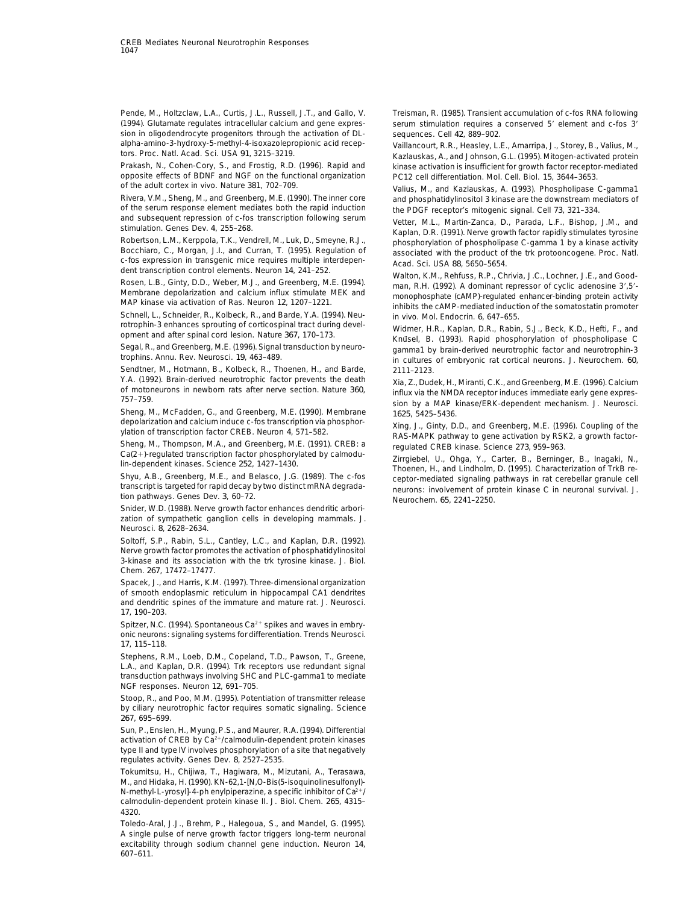Pende, M., Holtzclaw, L.A., Curtis, J.L., Russell, J.T., and Gallo, V. (1994). Glutamate regulates intracellular calcium and gene expression in oligodendrocyte progenitors through the activation of DL-alpha-amino-3-hydroxy-5-methyl-4-isoxazolepropionic acid receptors. Proc. Natl. Acad. Sci. USA 91, 3215–3219.

Prakash, N., Cohen-Cory, S., and Frostig, R.D. (1996). Rapid and opposite effects of BDNF and NGF on the functional organization of the adult cortex in vivo. Nature 381, 702–709.

Rivera, V.M., Sheng, M., and Greenberg, M.E. (1990). The inner core of the serum response element mediates both the rapid induction and subsequent repression of c-fos transcription following serum stimulation. Genes Dev. 4, 255–268.

Robertson, L.M., Kerppola, T.K., Vendrell, M., Luk, D., Smeyne, R.J., Bocchiaro, C., Morgan, J.I., and Curran, T. (1995). Regulation of c-fos expression in transgenic mice requires multiple interdependent transcription control elements. Neuron 14, 241–252.

Rosen, L.B., Ginty, D.D., Weber, M.J., and Greenberg, M.E. (1994). Membrane depolarization and calcium influx stimulate MEK and MAP kinase via activation of Ras. Neuron 12, 1207–1221.

Schnell, L., Schneider, R., Kolbeck, R., and Barde, Y.A. (1994). Neurotrophin-3 enhances sprouting of corticospinal tract during development and after spinal cord lesion. Nature 367, 170–173.

Segal, R., and Greenberg, M.E. (1996). Signal transduction by neurotrophins. Annu. Rev. Neurosci. 19, 463–489.

Sendtner, M., Hotmann, B., Kolbeck, R., Thoenen, H., and Barde, Y.A. (1992). Brain-derived neurotrophic factor prevents the death of motoneurons in newborn rats after nerve section. Nature 360, 757–759.

Sheng, M., McFadden, G., and Greenberg, M.E. (1990). Membrane depolarization and calcium induce c-fos transcription via phosphorylation of transcription factor CREB. Neuron 4, 571–582.

Sheng, M., Thompson, M.A., and Greenberg, M.E. (1991). CREB: a Ca(2+)-regulated transcription factor phosphorylated by calmodulin-dependent kinases. Science 252, 1427–1430.

Shyu, A.B., Greenberg, M.E., and Belasco, J.G. (1989). The c-fos transcript is targeted for rapid decay by two distinct mRNA degradation pathways. Genes Dev. 3, 60–72.

Snider, W.D. (1988). Nerve growth factor enhances dendritic arborization of sympathetic ganglion cells in developing mammals. J. Neurosci. 8, 2628–2634.

Soltoff, S.P., Rabin, S.L., Cantley, L.C., and Kaplan, D.R. (1992). Nerve growth factor promotes the activation of phosphatidylinositol 3-kinase and its association with the trk tyrosine kinase. J. Biol. Chem. 267, 17472–17477.

Spacek, J., and Harris, K.M. (1997). Three-dimensional organization of smooth endoplasmic reticulum in hippocampal CA1 dendrites and dendritic spines of the immature and mature rat. J. Neurosci. 17, 190–203.

Spitzer, N.C. (1994). Spontaneous $Ca^{2+}$ spikes and waves in embryonic neurons: signaling systems for differentiation. Trends Neurosci. 17, 115–118.

Stephens, R.M., Loeb, D.M., Copeland, T.D., Pawson, T., Greene, L.A., and Kaplan, D.R. (1994). Trk receptors use redundant signal transduction pathways involving SHC and PLC-gamma1 to mediate NGF responses. Neuron 12, 691–705.

Stoop, R., and Poo, M.M. (1995). Potentiation of transmitter release by ciliary neurotrophic factor requires somatic signaling. Science 267, 695–699.

Sun, P., Enslen, H., Myung, P.S., and Maurer, R.A. (1994). Differential activation of CREB by $Ca^{2+}$/calmodulin-dependent protein kinases type II and type IV involves phosphorylation of a site that negatively regulates activity. Genes Dev. 8, 2527–2535.

Tokumitsu, H., Chijiwa, T., Hagiwara, M., Mizutani, A., Terasawa, M., and Hidaka, H. (1990). KN-62,1-[N,O-Bis(5-isoquinolinesulfonyl)-N-methyl-L-yrosyl]-4-ph enylpiperazine, a specific inhibitor of $Ca^{2+}$/calmodulin-dependent protein kinase II. J. Biol. Chem. 265, 4315–4320.

Toledo-Aral, J.J., Brehm, P., Halegoua, S., and Mandel, G. (1995). A single pulse of nerve growth factor triggers long-term neuronal excitability through sodium channel gene induction. Neuron 14, 607–611.

Treisman, R. (1985). Transient accumulation of c-fos RNA following serum stimulation requires a conserved 5′ element and c-fos 3′ sequences. Cell 42, 889–902.

Vaillancourt, R.R., Heasley, L.E., Amarripa, J., Storey, B., Valius, M., Kazlauskas, A., and Johnson, G.L. (1995). Mitogen-activated protein kinase activation is insufficient for growth factor receptor-mediated PC12 cell differentiation. Mol. Cell. Biol. 15, 3644–3653.

Valius, M., and Kazlauskas, A. (1993). Phospholipase C-gamma1 and phosphatidylinositol 3 kinase are the downstream mediators of the PDGF receptor's mitogenic signal. Cell 73, 321–334.

Vetter, M.L., Martin-Zanca, D., Parada, L.F., Bishop, J.M., and Kaplan, D.R. (1991). Nerve growth factor rapidly stimulates tyrosine phosphorylation of phospholipase C-gamma 1 by a kinase activity associated with the product of the trk protooncogene. Proc. Natl. Acad. Sci. USA 88, 5650–5654.

Walton, K.M., Rehfuss, R.P., Chrivia, J.C., Lochner, J.E., and Goodman, R.H. (1992). A dominant repressor of cyclic adenosine 3′,5′-monophosphate (cAMP)-regulated enhancer-binding protein activity inhibits the cAMP-mediated induction of the somatostatin promoter in vivo. Mol. Endocrin. 6, 647–655.

Widmer, H.R., Kaplan, D.R., Rabin, S.J., Beck, K.D., Hefti, F., and Knüsel, B. (1993). Rapid phosphorylation of phospholipase C gamma1 by brain-derived neurotrophic factor and neurotrophin-3 in cultures of embryonic rat cortical neurons. J. Neurochem. 60, 2111–2123.

Xia, Z., Dudek, H., Miranti, C.K., and Greenberg, M.E. (1996). Calcium influx via the NMDA receptor induces immediate early gene expression by a MAP kinase/ERK-dependent mechanism. J. Neurosci. 1625, 5425–5436.

Xing, J., Ginty, D.D., and Greenberg, M.E. (1996). Coupling of the RAS-MAPK pathway to gene activation by RSK2, a growth factor-regulated CREB kinase. Science 273, 959–963.

Zirrgiebel, U., Ohga, Y., Carter, B., Berninger, B., Inagaki, N., Thoenen, H., and Lindholm, D. (1995). Characterization of TrkB receptor-mediated signaling pathways in rat cerebellar granule cell neurons: involvement of protein kinase C in neuronal survival. J. Neurochem. 65, 2241–2250.